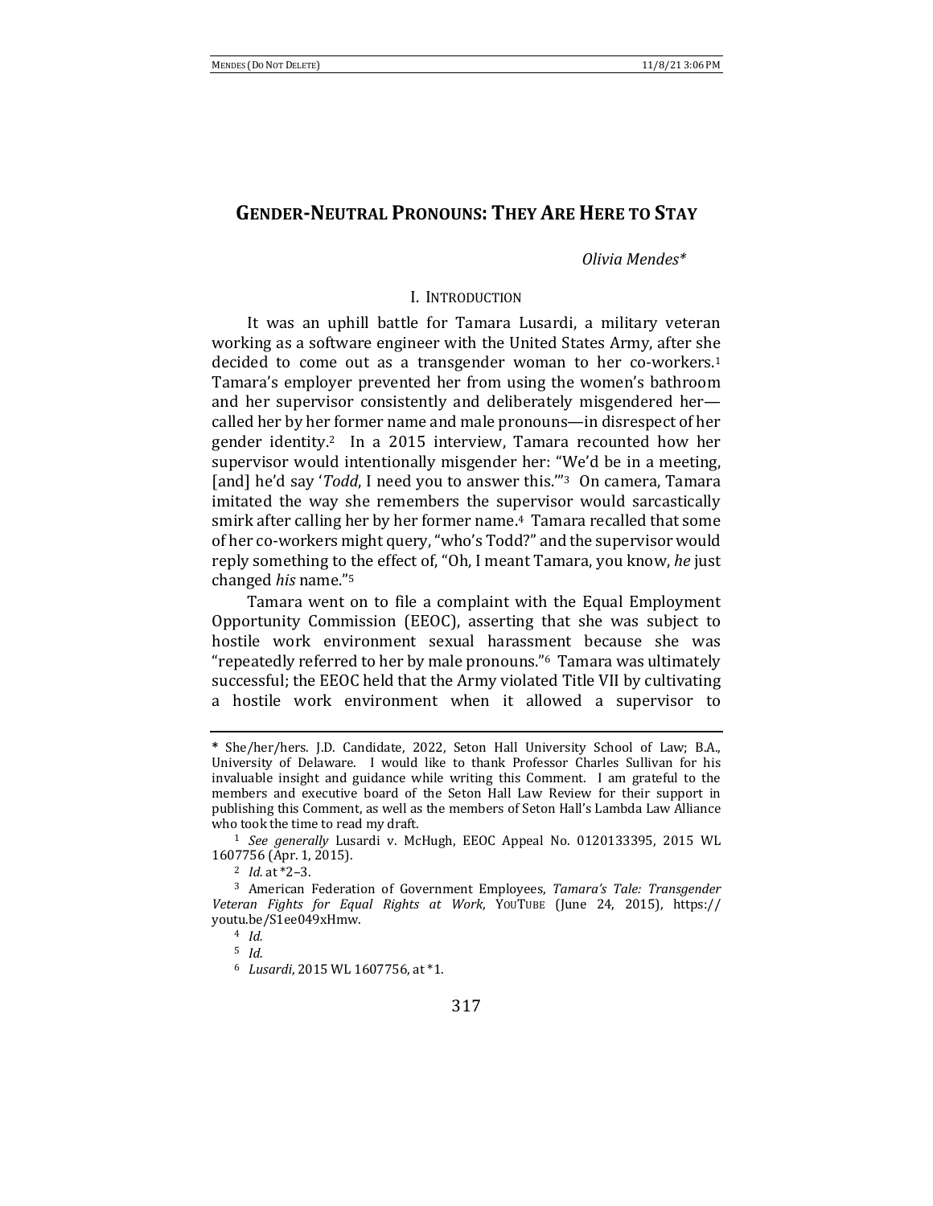# GENDER-NEUTRAL PRONOUNS: THEY ARE HERE TO STAY

*Olivia Mendes**

## I. INTRODUCTION

It was an uphill battle for Tamara Lusardi, a military veteran working as a software engineer with the United States Army, after she decided to come out as a transgender woman to her co-workers.[1] Tamara's employer prevented her from using the women's bathroom and her supervisor consistently and deliberately misgendered her—called her by her former name and male pronouns—in disrespect of her gender identity.[2] In a 2015 interview, Tamara recounted how her supervisor would intentionally misgender her: "We'd be in a meeting, [and] he'd say '*Todd*, I need you to answer this.'"[3] On camera, Tamara imitated the way she remembers the supervisor would sarcastically smirk after calling her by her former name.[4] Tamara recalled that some of her co-workers might query, "who's Todd?" and the supervisor would reply something to the effect of, "Oh, I meant Tamara, you know, *he* just changed *his* name."[5]

Tamara went on to file a complaint with the Equal Employment Opportunity Commission (EEOC), asserting that she was subject to hostile work environment sexual harassment because she was "repeatedly referred to her by male pronouns."[6] Tamara was ultimately successful; the EEOC held that the Army violated Title VII by cultivating a hostile work environment when it allowed a supervisor to

---

\* She/her/hers. J.D. Candidate, 2022, Seton Hall University School of Law; B.A., University of Delaware. I would like to thank Professor Charles Sullivan for his invaluable insight and guidance while writing this Comment. I am grateful to the members and executive board of the Seton Hall Law Review for their support in publishing this Comment, as well as the members of Seton Hall's Lambda Law Alliance who took the time to read my draft.

[1] *See generally* Lusardi v. McHugh, EEOC Appeal No. 0120133395, 2015 WL 1607756 (Apr. 1, 2015).

[2] *Id.* at \*2–3.

[3] American Federation of Government Employees, *Tamara's Tale: Transgender Veteran Fights for Equal Rights at Work*, YOUTUBE (June 24, 2015), https://youtu.be/S1ee049xHmw.

[4] *Id.*

[5] *Id.*

[6] *Lusardi*, 2015 WL 1607756, at \*1.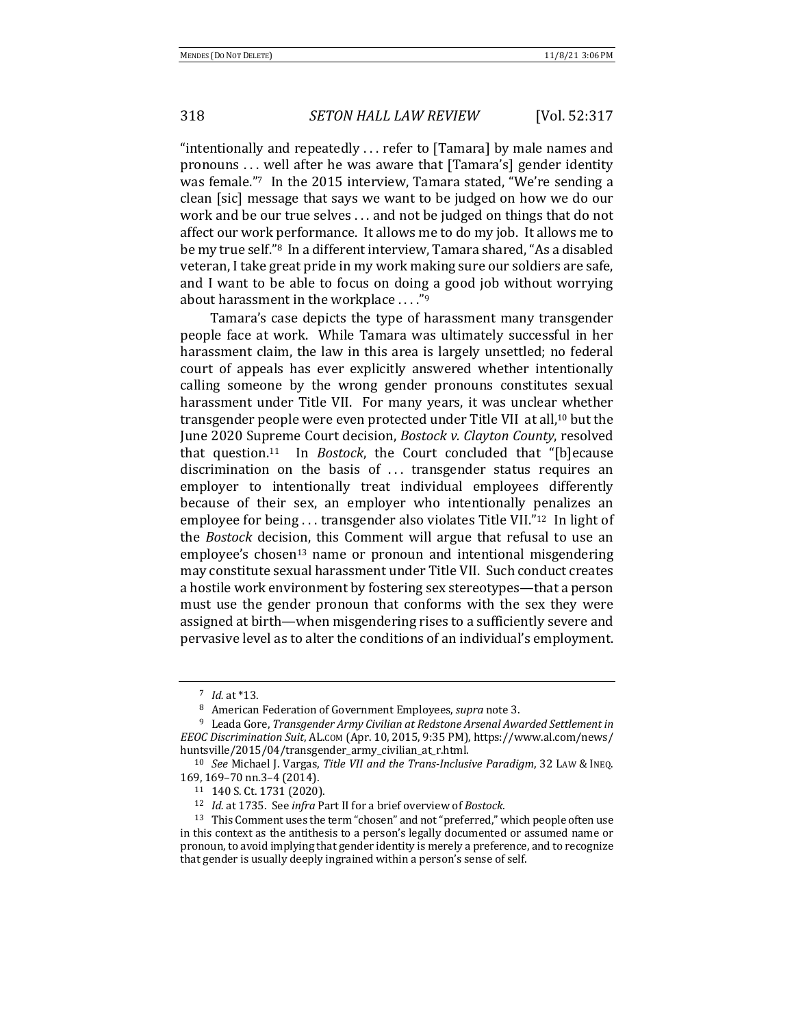"intentionally and repeatedly . . . refer to [Tamara] by male names and pronouns . . . well after he was aware that [Tamara's] gender identity was female."[7] In the 2015 interview, Tamara stated, "We're sending a clean [sic] message that says we want to be judged on how we do our work and be our true selves . . . and not be judged on things that do not affect our work performance. It allows me to do my job. It allows me to be my true self."[8] In a different interview, Tamara shared, "As a disabled veteran, I take great pride in my work making sure our soldiers are safe, and I want to be able to focus on doing a good job without worrying about harassment in the workplace . . . ."[9]

Tamara's case depicts the type of harassment many transgender people face at work. While Tamara was ultimately successful in her harassment claim, the law in this area is largely unsettled; no federal court of appeals has ever explicitly answered whether intentionally calling someone by the wrong gender pronouns constitutes sexual harassment under Title VII. For many years, it was unclear whether transgender people were even protected under Title VII at all,[10] but the June 2020 Supreme Court decision, *Bostock v. Clayton County*, resolved that question.[11] In *Bostock*, the Court concluded that "[b]ecause discrimination on the basis of . . . transgender status requires an employer to intentionally treat individual employees differently because of their sex, an employer who intentionally penalizes an employee for being . . . transgender also violates Title VII."[12] In light of the *Bostock* decision, this Comment will argue that refusal to use an employee's chosen[13] name or pronoun and intentional misgendering may constitute sexual harassment under Title VII. Such conduct creates a hostile work environment by fostering sex stereotypes—that a person must use the gender pronoun that conforms with the sex they were assigned at birth—when misgendering rises to a sufficiently severe and pervasive level as to alter the conditions of an individual's employment.

---

[7] *Id.* at *13.

[8] American Federation of Government Employees, *supra* note 3.

[9] Leada Gore, *Transgender Army Civilian at Redstone Arsenal Awarded Settlement in EEOC Discrimination Suit*, AL.COM (Apr. 10, 2015, 9:35 PM), https://www.al.com/news/huntsville/2015/04/transgender_army_civilian_at_r.html.

[10] *See* Michael J. Vargas, *Title VII and the Trans-Inclusive Paradigm*, 32 LAW & INEQ. 169, 169–70 nn.3–4 (2014).

[11] 140 S. Ct. 1731 (2020).

[12] *Id.* at 1735. See *infra* Part II for a brief overview of *Bostock*.

[13] This Comment uses the term "chosen" and not "preferred," which people often use in this context as the antithesis to a person's legally documented or assumed name or pronoun, to avoid implying that gender identity is merely a preference, and to recognize that gender is usually deeply ingrained within a person's sense of self.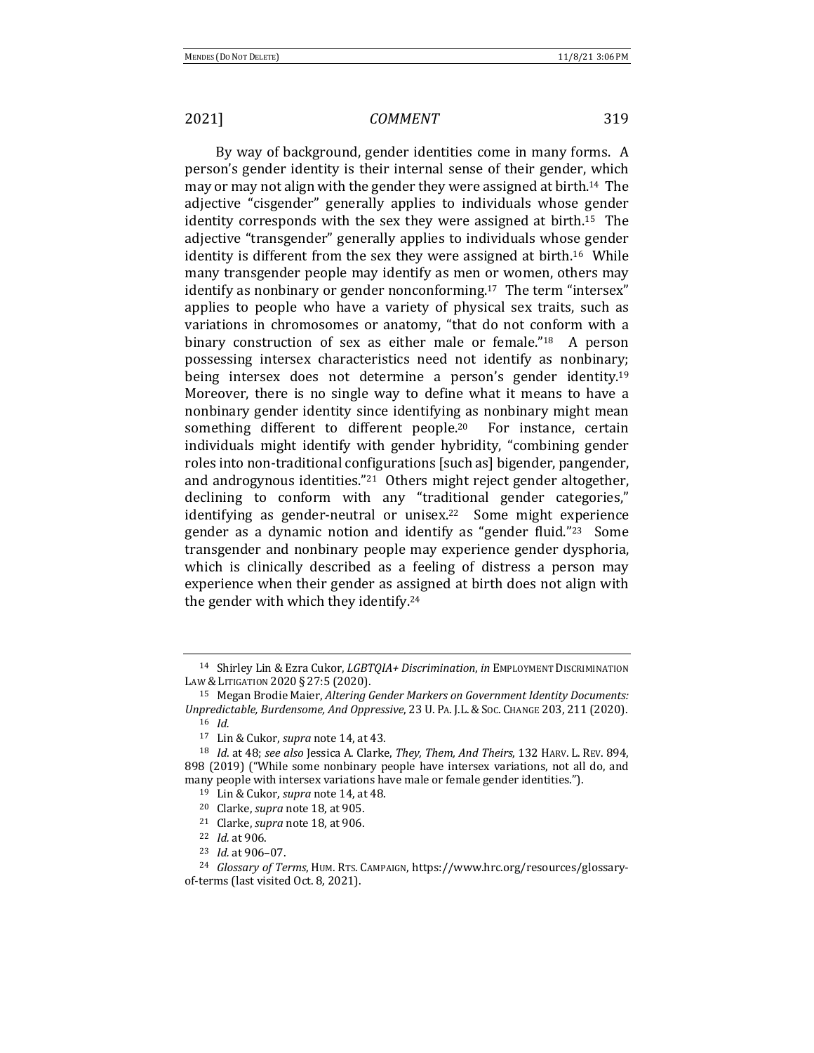By way of background, gender identities come in many forms. A person's gender identity is their internal sense of their gender, which may or may not align with the gender they were assigned at birth.[14] The adjective "cisgender" generally applies to individuals whose gender identity corresponds with the sex they were assigned at birth.[15] The adjective "transgender" generally applies to individuals whose gender identity is different from the sex they were assigned at birth.[16] While many transgender people may identify as men or women, others may identify as nonbinary or gender nonconforming.[17] The term "intersex" applies to people who have a variety of physical sex traits, such as variations in chromosomes or anatomy, "that do not conform with a binary construction of sex as either male or female."[18] A person possessing intersex characteristics need not identify as nonbinary; being intersex does not determine a person's gender identity.[19] Moreover, there is no single way to define what it means to have a nonbinary gender identity since identifying as nonbinary might mean something different to different people.[20] For instance, certain individuals might identify with gender hybridity, "combining gender roles into non-traditional configurations [such as] bigender, pangender, and androgynous identities."[21] Others might reject gender altogether, declining to conform with any "traditional gender categories," identifying as gender-neutral or unisex.[22] Some might experience gender as a dynamic notion and identify as "gender fluid."[23] Some transgender and nonbinary people may experience gender dysphoria, which is clinically described as a feeling of distress a person may experience when their gender as assigned at birth does not align with the gender with which they identify.[24]

---

[14] Shirley Lin & Ezra Cukor, *LGBTQIA+ Discrimination*, *in* EMPLOYMENT DISCRIMINATION LAW & LITIGATION 2020 § 27:5 (2020).

[15] Megan Brodie Maier, *Altering Gender Markers on Government Identity Documents: Unpredictable, Burdensome, And Oppressive*, 23 U. PA. J.L. & SOC. CHANGE 203, 211 (2020).

[16] *Id.*

[17] Lin & Cukor, *supra* note 14, at 43.

[18] *Id.* at 48; *see also* Jessica A. Clarke, *They, Them, And Theirs*, 132 HARV. L. REV. 894, 898 (2019) ("While some nonbinary people have intersex variations, not all do, and many people with intersex variations have male or female gender identities.").

[19] Lin & Cukor, *supra* note 14, at 48.

[20] Clarke, *supra* note 18, at 905.

[21] Clarke, *supra* note 18, at 906.

[22] *Id.* at 906.

[23] *Id.* at 906–07.

[24] *Glossary of Terms*, HUM. RTS. CAMPAIGN, https://www.hrc.org/resources/glossary-of-terms (last visited Oct. 8, 2021).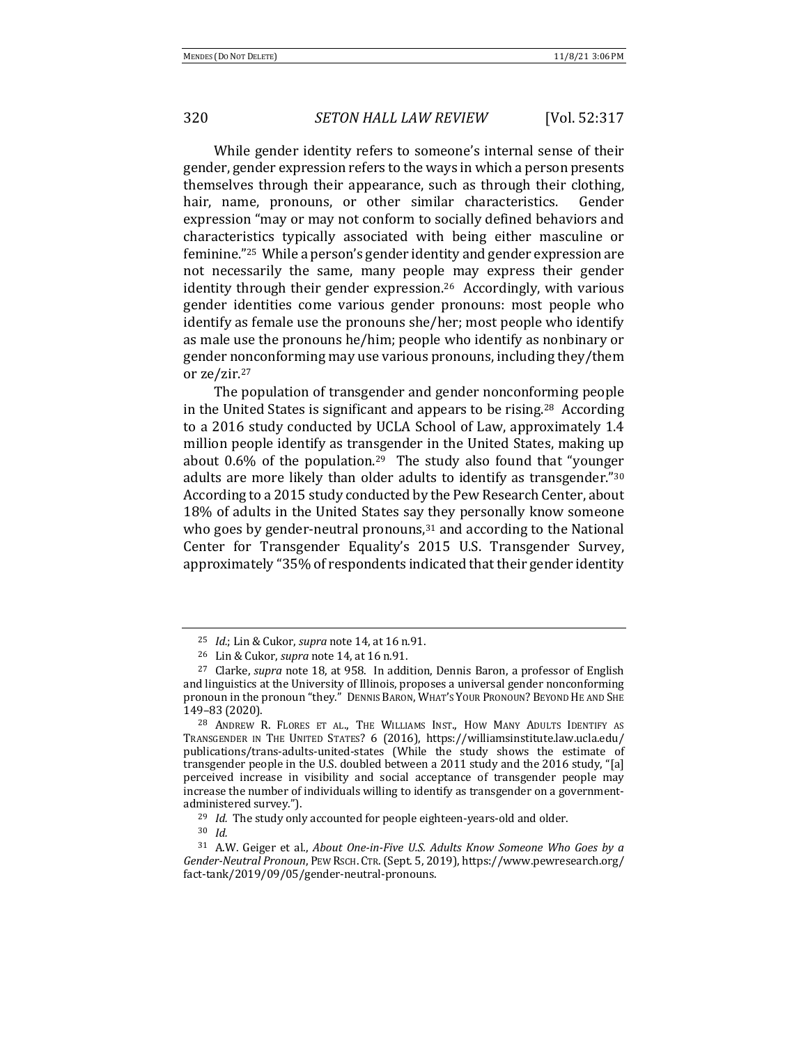While gender identity refers to someone's internal sense of their gender, gender expression refers to the ways in which a person presents themselves through their appearance, such as through their clothing, hair, name, pronouns, or other similar characteristics. Gender expression "may or may not conform to socially defined behaviors and characteristics typically associated with being either masculine or feminine."[25] While a person's gender identity and gender expression are not necessarily the same, many people may express their gender identity through their gender expression.[26] Accordingly, with various gender identities come various gender pronouns: most people who identify as female use the pronouns she/her; most people who identify as male use the pronouns he/him; people who identify as nonbinary or gender nonconforming may use various pronouns, including they/them or ze/zir.[27]

The population of transgender and gender nonconforming people in the United States is significant and appears to be rising.[28] According to a 2016 study conducted by UCLA School of Law, approximately 1.4 million people identify as transgender in the United States, making up about 0.6% of the population.[29] The study also found that "younger adults are more likely than older adults to identify as transgender."[30] According to a 2015 study conducted by the Pew Research Center, about 18% of adults in the United States say they personally know someone who goes by gender-neutral pronouns,[31] and according to the National Center for Transgender Equality's 2015 U.S. Transgender Survey, approximately "35% of respondents indicated that their gender identity

---

[25] *Id.*; Lin & Cukor, *supra* note 14, at 16 n.91.

[26] Lin & Cukor, *supra* note 14, at 16 n.91.

[27] Clarke, *supra* note 18, at 958. In addition, Dennis Baron, a professor of English and linguistics at the University of Illinois, proposes a universal gender nonconforming pronoun in the pronoun "they." DENNIS BARON, WHAT'S YOUR PRONOUN? BEYOND HE AND SHE 149–83 (2020).

[28] ANDREW R. FLORES ET AL., THE WILLIAMS INST., HOW MANY ADULTS IDENTIFY AS TRANSGENDER IN THE UNITED STATES? 6 (2016), https://williamsinstitute.law.ucla.edu/publications/trans-adults-united-states (While the study shows the estimate of transgender people in the U.S. doubled between a 2011 study and the 2016 study, "[a] perceived increase in visibility and social acceptance of transgender people may increase the number of individuals willing to identify as transgender on a government-administered survey.").

[29] *Id.* The study only accounted for people eighteen-years-old and older.

[30] *Id.*

[31] A.W. Geiger et al., *About One-in-Five U.S. Adults Know Someone Who Goes by a Gender-Neutral Pronoun*, PEW RSCH. CTR. (Sept. 5, 2019), https://www.pewresearch.org/fact-tank/2019/09/05/gender-neutral-pronouns.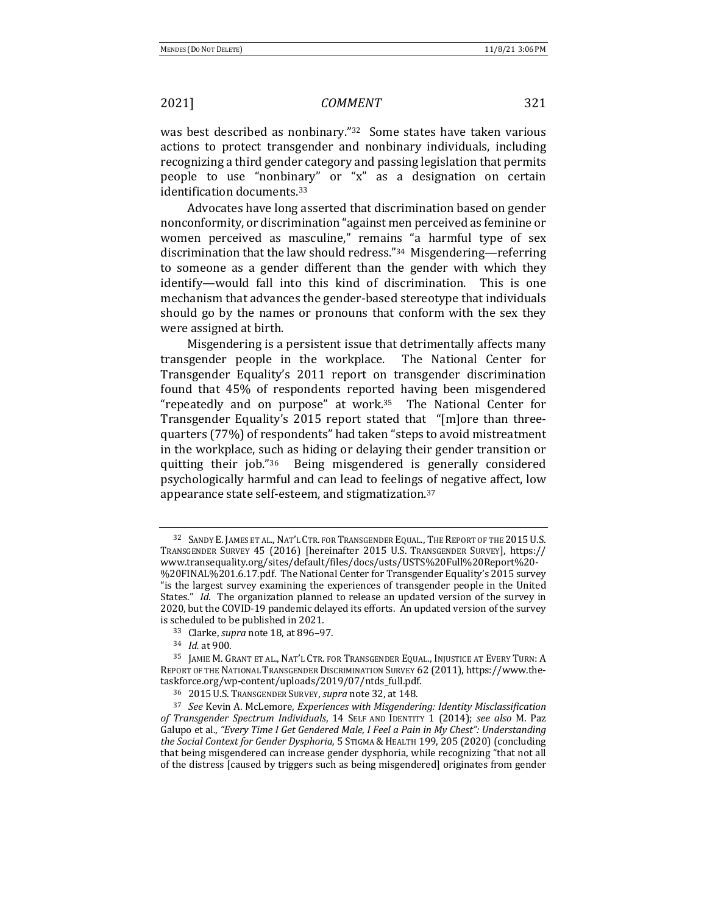was best described as nonbinary."[32] Some states have taken various actions to protect transgender and nonbinary individuals, including recognizing a third gender category and passing legislation that permits people to use "nonbinary" or "x" as a designation on certain identification documents.[33]

Advocates have long asserted that discrimination based on gender nonconformity, or discrimination "against men perceived as feminine or women perceived as masculine," remains "a harmful type of sex discrimination that the law should redress."[34] Misgendering—referring to someone as a gender different than the gender with which they identify—would fall into this kind of discrimination. This is one mechanism that advances the gender-based stereotype that individuals should go by the names or pronouns that conform with the sex they were assigned at birth.

Misgendering is a persistent issue that detrimentally affects many transgender people in the workplace. The National Center for Transgender Equality's 2011 report on transgender discrimination found that 45% of respondents reported having been misgendered "repeatedly and on purpose" at work.[35] The National Center for Transgender Equality's 2015 report stated that "[m]ore than three-quarters (77%) of respondents" had taken "steps to avoid mistreatment in the workplace, such as hiding or delaying their gender transition or quitting their job."[36] Being misgendered is generally considered psychologically harmful and can lead to feelings of negative affect, low appearance state self-esteem, and stigmatization.[37]

---

[32] SANDY E. JAMES ET AL., NAT'L CTR. FOR TRANSGENDER EQUAL., THE REPORT OF THE 2015 U.S. TRANSGENDER SURVEY 45 (2016) [hereinafter 2015 U.S. TRANSGENDER SURVEY], https://www.transequality.org/sites/default/files/docs/usts/USTS%20Full%20Report%20-%20FINAL%201.6.17.pdf. The National Center for Transgender Equality's 2015 survey "is the largest survey examining the experiences of transgender people in the United States." *Id.* The organization planned to release an updated version of the survey in 2020, but the COVID-19 pandemic delayed its efforts. An updated version of the survey is scheduled to be published in 2021.

[33] Clarke, *supra* note 18, at 896–97.

[34] *Id.* at 900.

[35] JAMIE M. GRANT ET AL., NAT'L CTR. FOR TRANSGENDER EQUAL., INJUSTICE AT EVERY TURN: A REPORT OF THE NATIONAL TRANSGENDER DISCRIMINATION SURVEY 62 (2011), https://www.thetaskforce.org/wp-content/uploads/2019/07/ntds_full.pdf.

[36] 2015 U.S. TRANSGENDER SURVEY, *supra* note 32, at 148.

[37] *See* Kevin A. McLemore, *Experiences with Misgendering: Identity Misclassification of Transgender Spectrum Individuals*, 14 SELF AND IDENTITY 1 (2014); *see also* M. Paz Galupo et al., *"Every Time I Get Gendered Male, I Feel a Pain in My Chest": Understanding the Social Context for Gender Dysphoria*, 5 STIGMA & HEALTH 199, 205 (2020) (concluding that being misgendered can increase gender dysphoria, while recognizing "that not all of the distress [caused by triggers such as being misgendered] originates from gender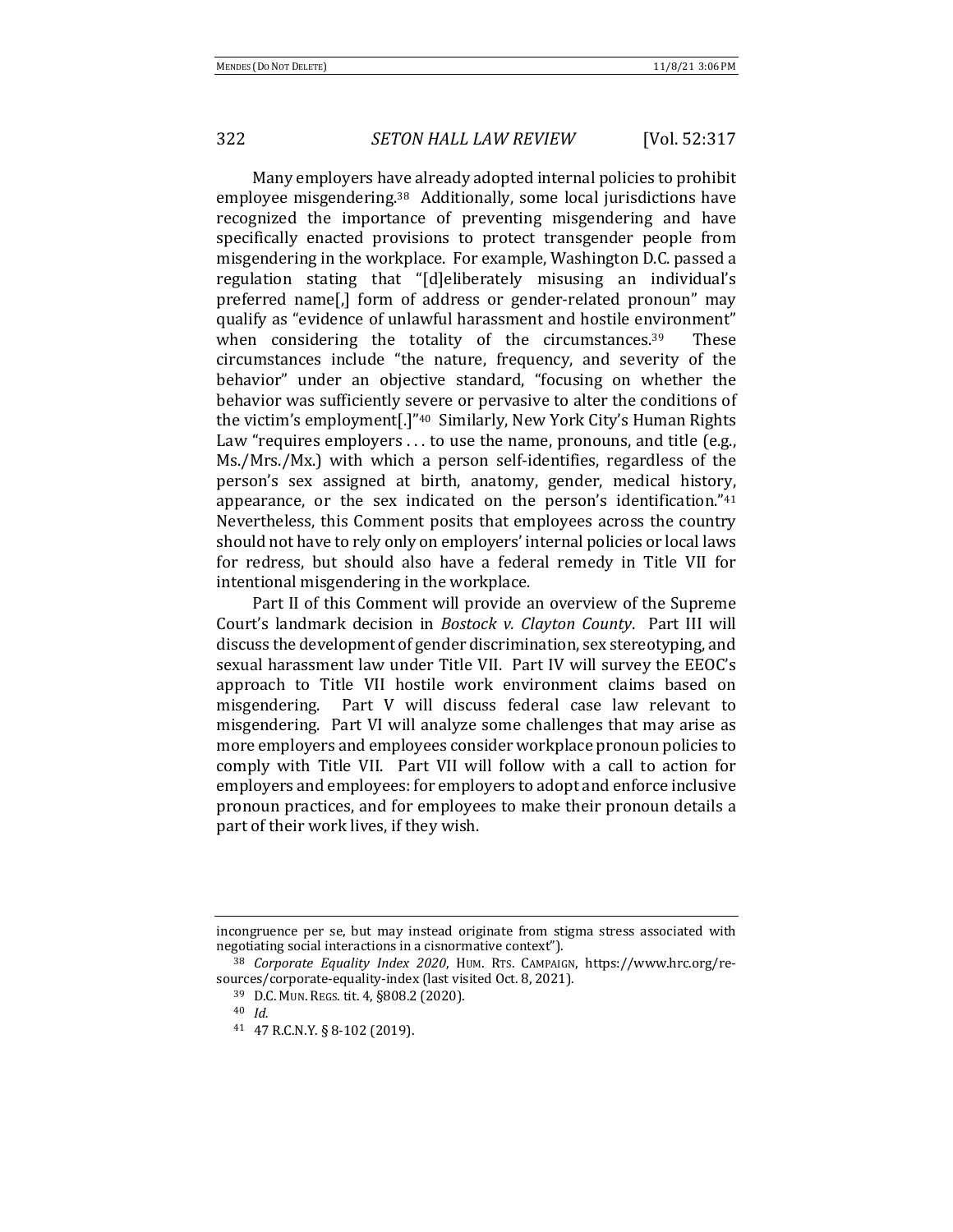Many employers have already adopted internal policies to prohibit employee misgendering.[38] Additionally, some local jurisdictions have recognized the importance of preventing misgendering and have specifically enacted provisions to protect transgender people from misgendering in the workplace. For example, Washington D.C. passed a regulation stating that "[d]eliberately misusing an individual's preferred name[,] form of address or gender-related pronoun" may qualify as "evidence of unlawful harassment and hostile environment" when considering the totality of the circumstances.[39] These circumstances include "the nature, frequency, and severity of the behavior" under an objective standard, "focusing on whether the behavior was sufficiently severe or pervasive to alter the conditions of the victim's employment[.]"[40] Similarly, New York City's Human Rights Law "requires employers . . . to use the name, pronouns, and title (e.g., Ms./Mrs./Mx.) with which a person self-identifies, regardless of the person's sex assigned at birth, anatomy, gender, medical history, appearance, or the sex indicated on the person's identification."[41] Nevertheless, this Comment posits that employees across the country should not have to rely only on employers' internal policies or local laws for redress, but should also have a federal remedy in Title VII for intentional misgendering in the workplace.

Part II of this Comment will provide an overview of the Supreme Court's landmark decision in *Bostock v. Clayton County*. Part III will discuss the development of gender discrimination, sex stereotyping, and sexual harassment law under Title VII. Part IV will survey the EEOC's approach to Title VII hostile work environment claims based on misgendering. Part V will discuss federal case law relevant to misgendering. Part VI will analyze some challenges that may arise as more employers and employees consider workplace pronoun policies to comply with Title VII. Part VII will follow with a call to action for employers and employees: for employers to adopt and enforce inclusive pronoun practices, and for employees to make their pronoun details a part of their work lives, if they wish.

---

incongruence per se, but may instead originate from stigma stress associated with negotiating social interactions in a cisnormative context").

[38] *Corporate Equality Index 2020*, HUM. RTS. CAMPAIGN, https://www.hrc.org/resources/corporate-equality-index (last visited Oct. 8, 2021).

[39] D.C. MUN. REGS. tit. 4, §808.2 (2020).

[40] *Id.*

[41] 47 R.C.N.Y. § 8-102 (2019).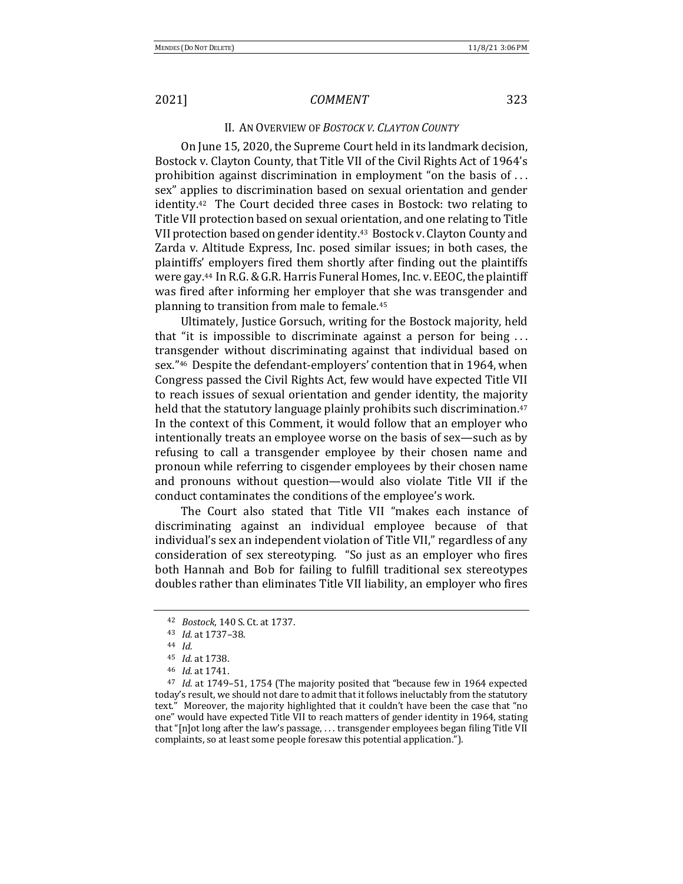## II. An Overview of *Bostock v. Clayton County*

On June 15, 2020, the Supreme Court held in its landmark decision, Bostock v. Clayton County, that Title VII of the Civil Rights Act of 1964's prohibition against discrimination in employment "on the basis of . . . sex" applies to discrimination based on sexual orientation and gender identity.[42] The Court decided three cases in Bostock: two relating to Title VII protection based on sexual orientation, and one relating to Title VII protection based on gender identity.[43] Bostock v. Clayton County and Zarda v. Altitude Express, Inc. posed similar issues; in both cases, the plaintiffs' employers fired them shortly after finding out the plaintiffs were gay.[44] In R.G. & G.R. Harris Funeral Homes, Inc. v. EEOC, the plaintiff was fired after informing her employer that she was transgender and planning to transition from male to female.[45]

Ultimately, Justice Gorsuch, writing for the Bostock majority, held that "it is impossible to discriminate against a person for being . . . transgender without discriminating against that individual based on sex."[46] Despite the defendant-employers' contention that in 1964, when Congress passed the Civil Rights Act, few would have expected Title VII to reach issues of sexual orientation and gender identity, the majority held that the statutory language plainly prohibits such discrimination.[47] In the context of this Comment, it would follow that an employer who intentionally treats an employee worse on the basis of sex—such as by refusing to call a transgender employee by their chosen name and pronoun while referring to cisgender employees by their chosen name and pronouns without question—would also violate Title VII if the conduct contaminates the conditions of the employee's work.

The Court also stated that Title VII "makes each instance of discriminating against an individual employee because of that individual's sex an independent violation of Title VII," regardless of any consideration of sex stereotyping. "So just as an employer who fires both Hannah and Bob for failing to fulfill traditional sex stereotypes doubles rather than eliminates Title VII liability, an employer who fires

---

[42] *Bostock*, 140 S. Ct. at 1737.

[43] *Id.* at 1737–38.

[44] *Id.*

[45] *Id.* at 1738.

[46] *Id.* at 1741.

[47] *Id.* at 1749–51, 1754 (The majority posited that "because few in 1964 expected today's result, we should not dare to admit that it follows ineluctably from the statutory text." Moreover, the majority highlighted that it couldn't have been the case that "no one" would have expected Title VII to reach matters of gender identity in 1964, stating that "[n]ot long after the law's passage, . . . transgender employees began filing Title VII complaints, so at least some people foresaw this potential application.").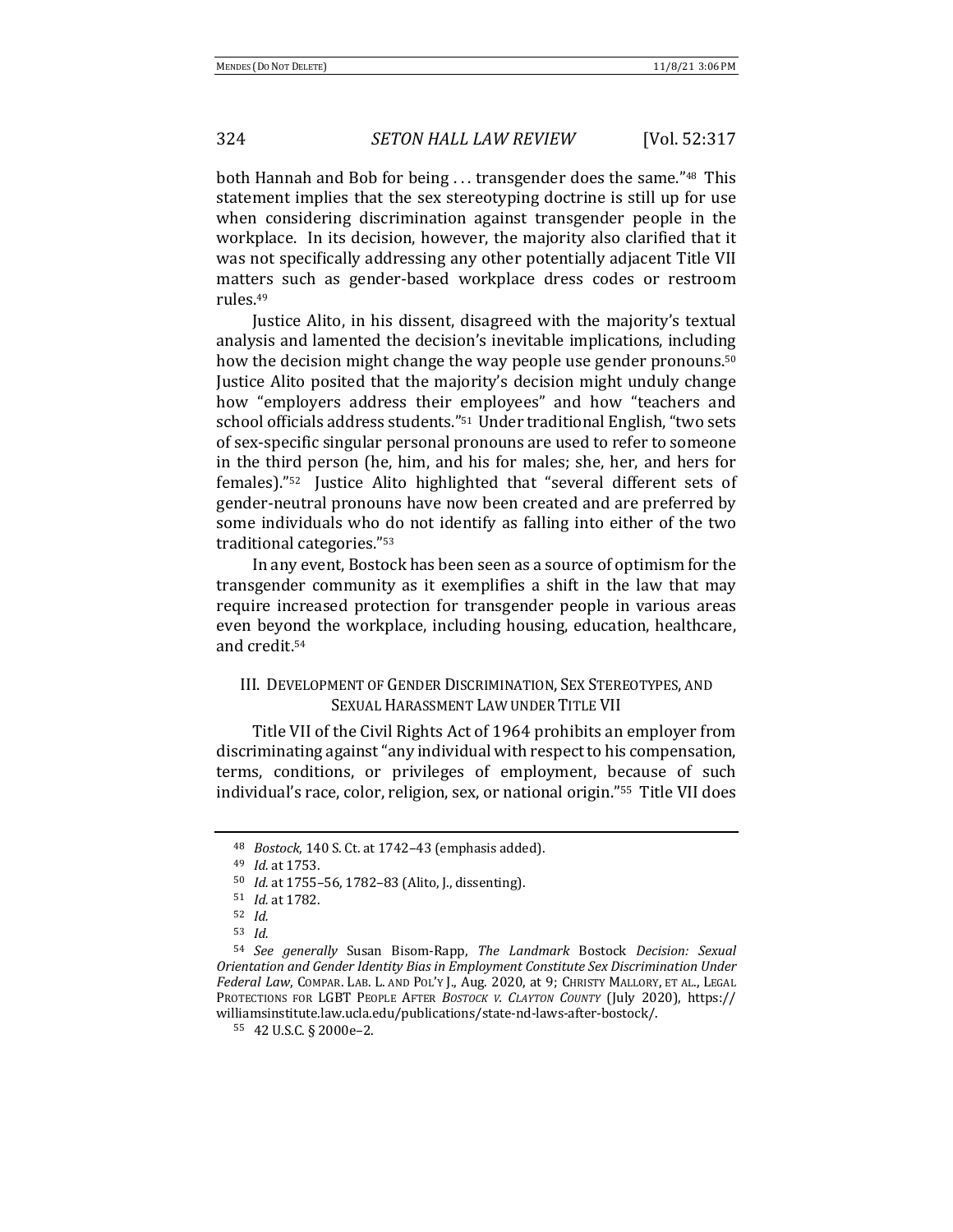both Hannah and Bob for being . . . transgender does the same."[48] This statement implies that the sex stereotyping doctrine is still up for use when considering discrimination against transgender people in the workplace. In its decision, however, the majority also clarified that it was not specifically addressing any other potentially adjacent Title VII matters such as gender-based workplace dress codes or restroom rules.[49]

Justice Alito, in his dissent, disagreed with the majority's textual analysis and lamented the decision's inevitable implications, including how the decision might change the way people use gender pronouns.[50] Justice Alito posited that the majority's decision might unduly change how "employers address their employees" and how "teachers and school officials address students."[51] Under traditional English, "two sets of sex-specific singular personal pronouns are used to refer to someone in the third person (he, him, and his for males; she, her, and hers for females)."[52] Justice Alito highlighted that "several different sets of gender-neutral pronouns have now been created and are preferred by some individuals who do not identify as falling into either of the two traditional categories."[53]

In any event, Bostock has been seen as a source of optimism for the transgender community as it exemplifies a shift in the law that may require increased protection for transgender people in various areas even beyond the workplace, including housing, education, healthcare, and credit.[54]

## III. Development of Gender Discrimination, Sex Stereotypes, and Sexual Harassment Law under Title VII

Title VII of the Civil Rights Act of 1964 prohibits an employer from discriminating against "any individual with respect to his compensation, terms, conditions, or privileges of employment, because of such individual's race, color, religion, sex, or national origin."[55] Title VII does

---

[48] *Bostock*, 140 S. Ct. at 1742–43 (emphasis added).

[49] *Id.* at 1753.

[50] *Id.* at 1755–56, 1782–83 (Alito, J., dissenting).

[51] *Id.* at 1782.

[52] *Id.*

[53] *Id.*

[54] *See generally* Susan Bisom-Rapp, *The Landmark* Bostock *Decision: Sexual Orientation and Gender Identity Bias in Employment Constitute Sex Discrimination Under Federal Law*, COMPAR. LAB. L. AND POL'Y J., Aug. 2020, at 9; CHRISTY MALLORY, ET AL., LEGAL PROTECTIONS FOR LGBT PEOPLE AFTER *BOSTOCK V. CLAYTON COUNTY* (July 2020), https://williamsinstitute.law.ucla.edu/publications/state-nd-laws-after-bostock/.

[55] 42 U.S.C. § 2000e–2.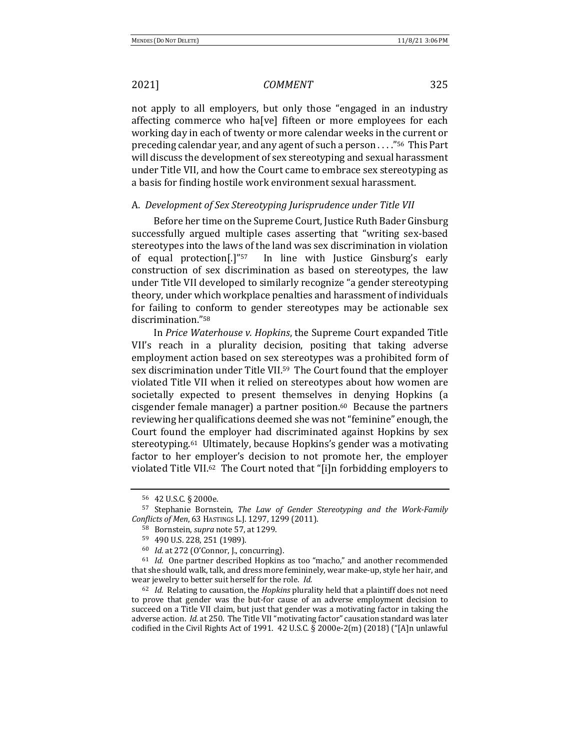not apply to all employers, but only those "engaged in an industry affecting commerce who ha[ve] fifteen or more employees for each working day in each of twenty or more calendar weeks in the current or preceding calendar year, and any agent of such a person . . . ."[56] This Part will discuss the development of sex stereotyping and sexual harassment under Title VII, and how the Court came to embrace sex stereotyping as a basis for finding hostile work environment sexual harassment.

### A. *Development of Sex Stereotyping Jurisprudence under Title VII*

Before her time on the Supreme Court, Justice Ruth Bader Ginsburg successfully argued multiple cases asserting that "writing sex-based stereotypes into the laws of the land was sex discrimination in violation of equal protection[.]"[57] In line with Justice Ginsburg's early construction of sex discrimination as based on stereotypes, the law under Title VII developed to similarly recognize "a gender stereotyping theory, under which workplace penalties and harassment of individuals for failing to conform to gender stereotypes may be actionable sex discrimination."[58]

In *Price Waterhouse v. Hopkins*, the Supreme Court expanded Title VII's reach in a plurality decision, positing that taking adverse employment action based on sex stereotypes was a prohibited form of sex discrimination under Title VII.[59] The Court found that the employer violated Title VII when it relied on stereotypes about how women are societally expected to present themselves in denying Hopkins (a cisgender female manager) a partner position.[60] Because the partners reviewing her qualifications deemed she was not "feminine" enough, the Court found the employer had discriminated against Hopkins by sex stereotyping.[61] Ultimately, because Hopkins's gender was a motivating factor to her employer's decision to not promote her, the employer violated Title VII.[62] The Court noted that "[i]n forbidding employers to

---

[56] 42 U.S.C. § 2000e.

[57] Stephanie Bornstein, *The Law of Gender Stereotyping and the Work-Family Conflicts of Men*, 63 HASTINGS L.J. 1297, 1299 (2011).

[58] Bornstein, *supra* note 57, at 1299.

[59] 490 U.S. 228, 251 (1989).

[60] *Id.* at 272 (O'Connor, J., concurring).

[61] *Id.* One partner described Hopkins as too "macho," and another recommended that she should walk, talk, and dress more femininely, wear make-up, style her hair, and wear jewelry to better suit herself for the role. *Id.*

[62] *Id.* Relating to causation, the *Hopkins* plurality held that a plaintiff does not need to prove that gender was the but-for cause of an adverse employment decision to succeed on a Title VII claim, but just that gender was a motivating factor in taking the adverse action. *Id.* at 250. The Title VII "motivating factor" causation standard was later codified in the Civil Rights Act of 1991. 42 U.S.C. § 2000e-2(m) (2018) ("[A]n unlawful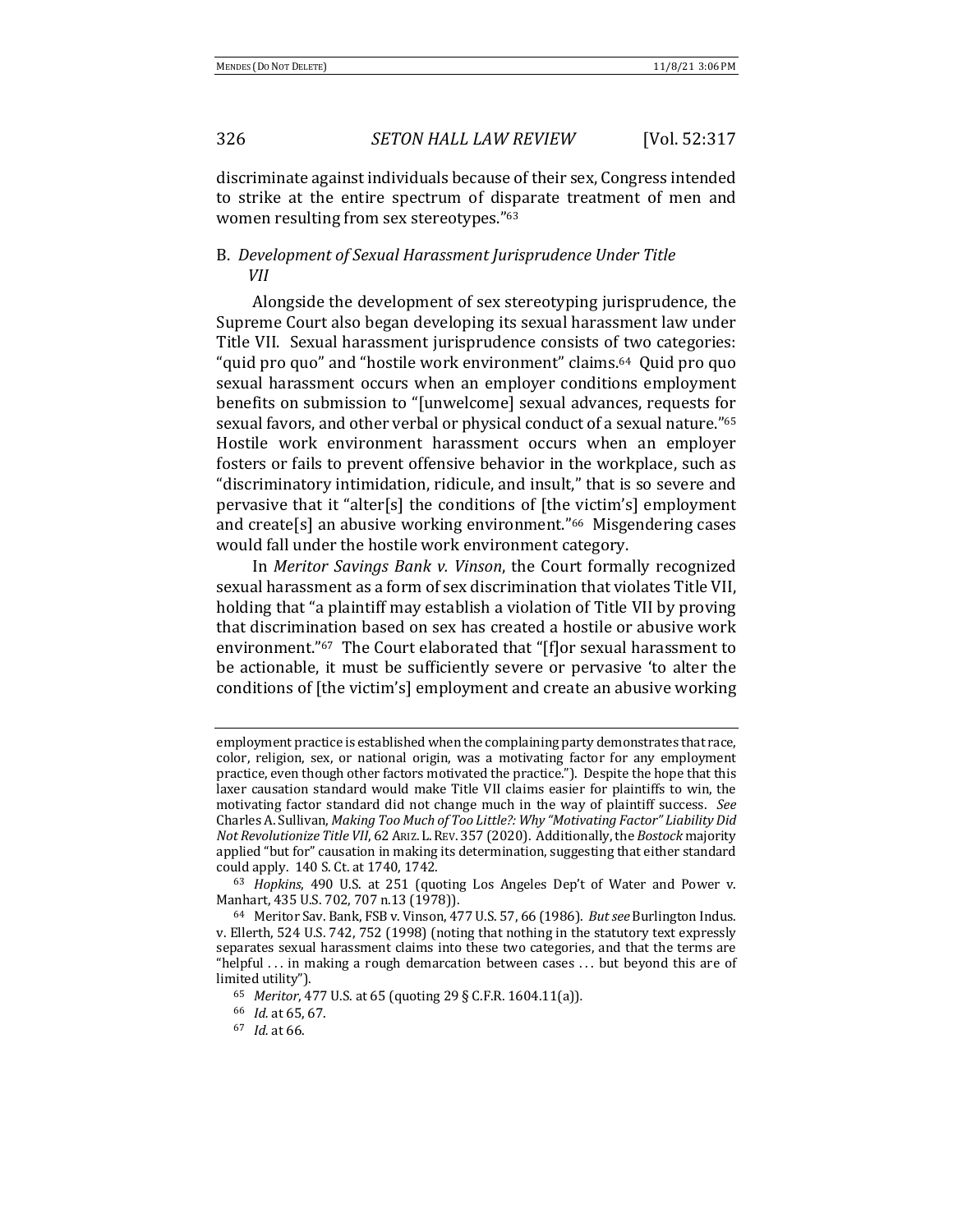discriminate against individuals because of their sex, Congress intended to strike at the entire spectrum of disparate treatment of men and women resulting from sex stereotypes."[63]

## B. *Development of Sexual Harassment Jurisprudence Under Title VII*

Alongside the development of sex stereotyping jurisprudence, the Supreme Court also began developing its sexual harassment law under Title VII. Sexual harassment jurisprudence consists of two categories: "quid pro quo" and "hostile work environment" claims.[64] Quid pro quo sexual harassment occurs when an employer conditions employment benefits on submission to "[unwelcome] sexual advances, requests for sexual favors, and other verbal or physical conduct of a sexual nature."[65] Hostile work environment harassment occurs when an employer fosters or fails to prevent offensive behavior in the workplace, such as "discriminatory intimidation, ridicule, and insult," that is so severe and pervasive that it "alter[s] the conditions of [the victim's] employment and create[s] an abusive working environment."[66] Misgendering cases would fall under the hostile work environment category.

In *Meritor Savings Bank v. Vinson*, the Court formally recognized sexual harassment as a form of sex discrimination that violates Title VII, holding that "a plaintiff may establish a violation of Title VII by proving that discrimination based on sex has created a hostile or abusive work environment."[67] The Court elaborated that "[f]or sexual harassment to be actionable, it must be sufficiently severe or pervasive 'to alter the conditions of [the victim's] employment and create an abusive working

---

employment practice is established when the complaining party demonstrates that race, color, religion, sex, or national origin, was a motivating factor for any employment practice, even though other factors motivated the practice."). Despite the hope that this laxer causation standard would make Title VII claims easier for plaintiffs to win, the motivating factor standard did not change much in the way of plaintiff success. *See* Charles A. Sullivan, *Making Too Much of Too Little?: Why "Motivating Factor" Liability Did Not Revolutionize Title VII*, 62 ARIZ. L. REV. 357 (2020). Additionally, the *Bostock* majority applied "but for" causation in making its determination, suggesting that either standard could apply. 140 S. Ct. at 1740, 1742.

[63] *Hopkins*, 490 U.S. at 251 (quoting Los Angeles Dep't of Water and Power v. Manhart, 435 U.S. 702, 707 n.13 (1978)).

[64] Meritor Sav. Bank, FSB v. Vinson, 477 U.S. 57, 66 (1986). *But see* Burlington Indus. v. Ellerth, 524 U.S. 742, 752 (1998) (noting that nothing in the statutory text expressly separates sexual harassment claims into these two categories, and that the terms are "helpful . . . in making a rough demarcation between cases . . . but beyond this are of limited utility").

[65] *Meritor*, 477 U.S. at 65 (quoting 29 § C.F.R. 1604.11(a)).

[66] *Id.* at 65, 67.

[67] *Id.* at 66.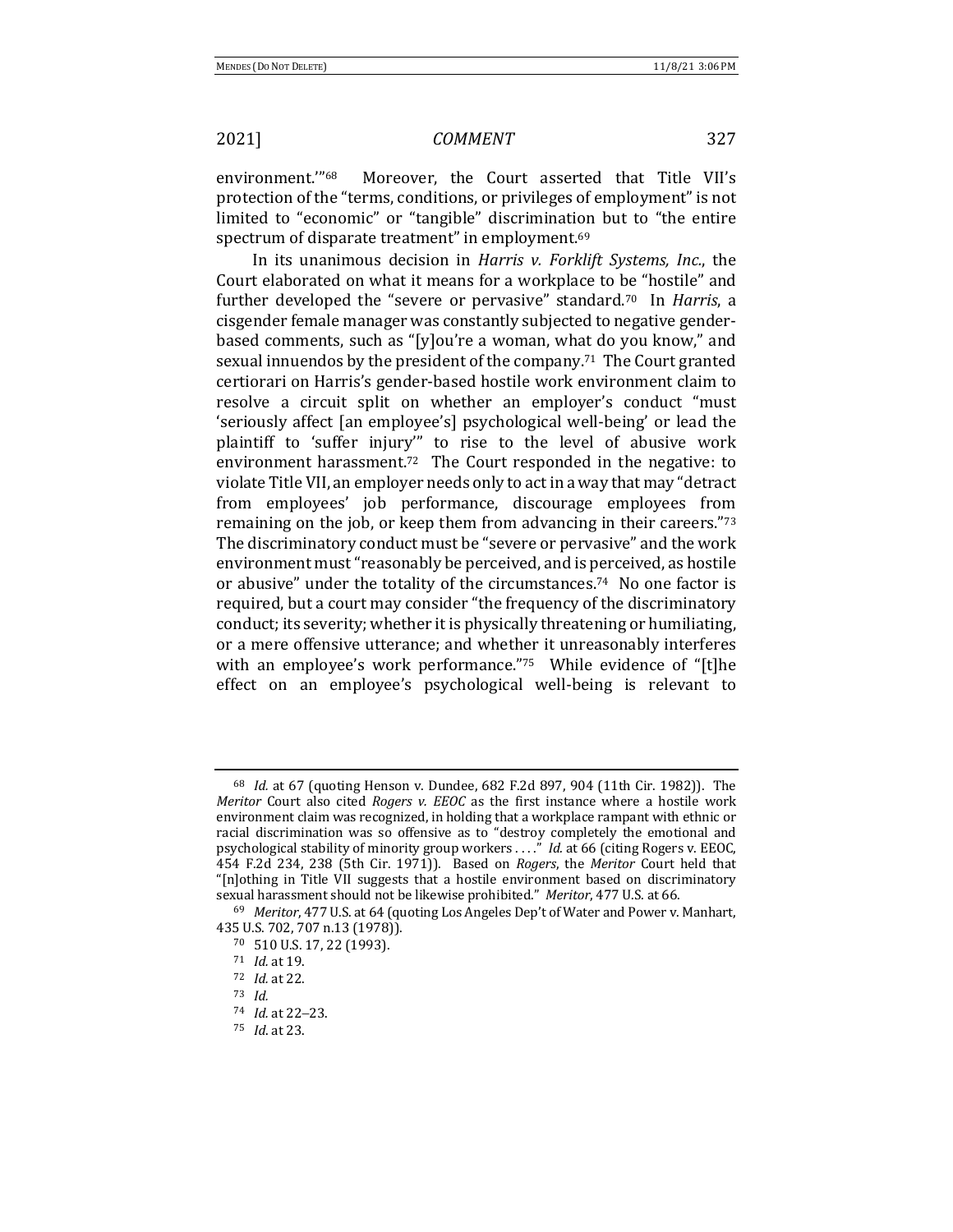environment.'"[68] Moreover, the Court asserted that Title VII's protection of the "terms, conditions, or privileges of employment" is not limited to "economic" or "tangible" discrimination but to "the entire spectrum of disparate treatment" in employment.[69]

In its unanimous decision in *Harris v. Forklift Systems, Inc.*, the Court elaborated on what it means for a workplace to be "hostile" and further developed the "severe or pervasive" standard.[70] In *Harris*, a cisgender female manager was constantly subjected to negative gender-based comments, such as "[y]ou're a woman, what do you know," and sexual innuendos by the president of the company.[71] The Court granted certiorari on Harris's gender-based hostile work environment claim to resolve a circuit split on whether an employer's conduct "must 'seriously affect [an employee's] psychological well-being' or lead the plaintiff to 'suffer injury'" to rise to the level of abusive work environment harassment.[72] The Court responded in the negative: to violate Title VII, an employer needs only to act in a way that may "detract from employees' job performance, discourage employees from remaining on the job, or keep them from advancing in their careers."[73] The discriminatory conduct must be "severe or pervasive" and the work environment must "reasonably be perceived, and is perceived, as hostile or abusive" under the totality of the circumstances.[74] No one factor is required, but a court may consider "the frequency of the discriminatory conduct; its severity; whether it is physically threatening or humiliating, or a mere offensive utterance; and whether it unreasonably interferes with an employee's work performance."[75] While evidence of "[t]he effect on an employee's psychological well-being is relevant to

---

[68] *Id.* at 67 (quoting Henson v. Dundee, 682 F.2d 897, 904 (11th Cir. 1982)). The *Meritor* Court also cited *Rogers v. EEOC* as the first instance where a hostile work environment claim was recognized, in holding that a workplace rampant with ethnic or racial discrimination was so offensive as to "destroy completely the emotional and psychological stability of minority group workers . . . ." *Id.* at 66 (citing Rogers v. EEOC, 454 F.2d 234, 238 (5th Cir. 1971)). Based on *Rogers*, the *Meritor* Court held that "[n]othing in Title VII suggests that a hostile environment based on discriminatory sexual harassment should not be likewise prohibited." *Meritor*, 477 U.S. at 66.

[69] *Meritor*, 477 U.S. at 64 (quoting Los Angeles Dep't of Water and Power v. Manhart, 435 U.S. 702, 707 n.13 (1978)).

[70] 510 U.S. 17, 22 (1993).

[71] *Id.* at 19.

[72] *Id.* at 22.

[73] *Id.*

[74] *Id.* at 22–23.

[75] *Id.* at 23.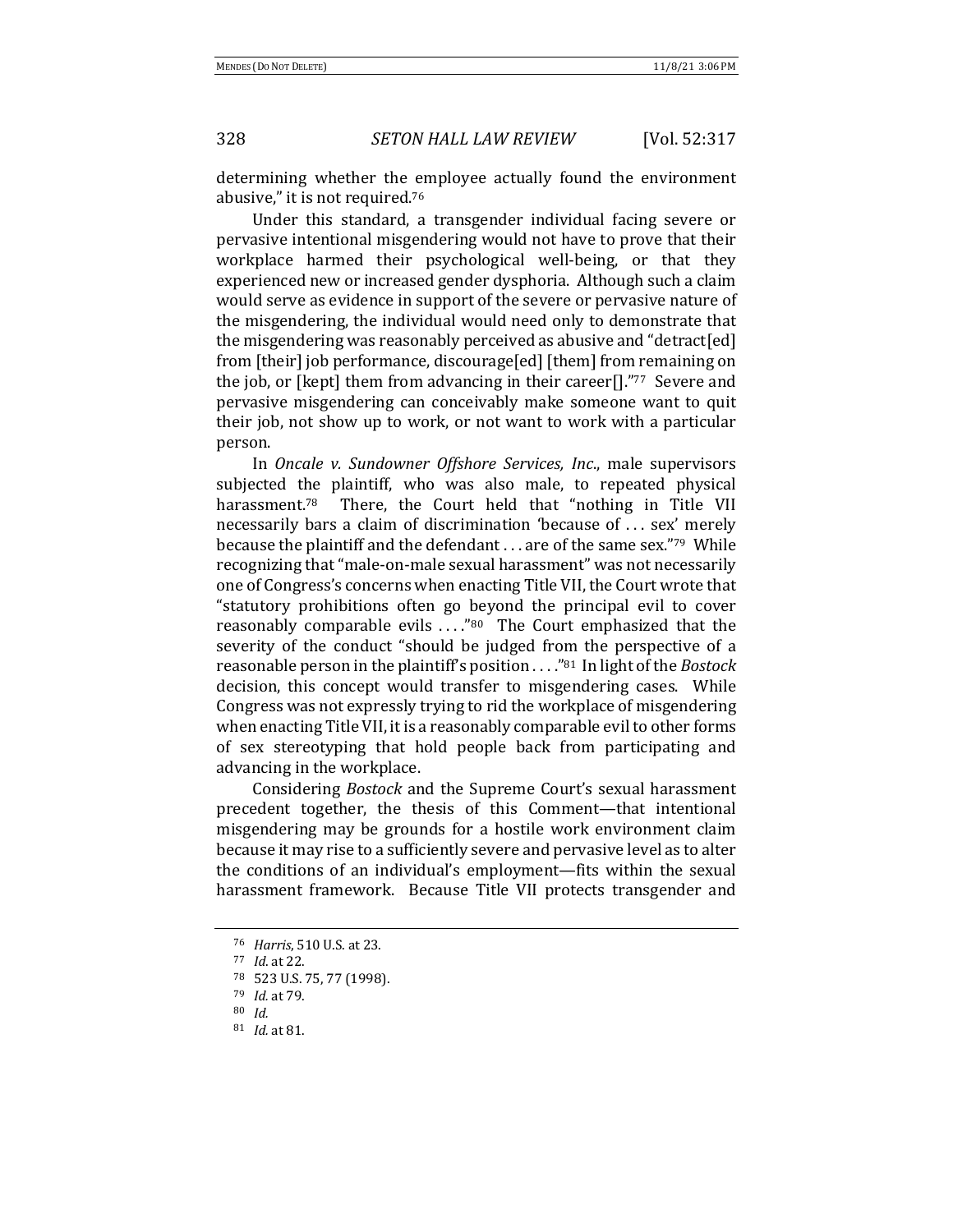determining whether the employee actually found the environment abusive," it is not required.[76]

Under this standard, a transgender individual facing severe or pervasive intentional misgendering would not have to prove that their workplace harmed their psychological well-being, or that they experienced new or increased gender dysphoria. Although such a claim would serve as evidence in support of the severe or pervasive nature of the misgendering, the individual would need only to demonstrate that the misgendering was reasonably perceived as abusive and "detract[ed] from [their] job performance, discourage[ed] [them] from remaining on the job, or [kept] them from advancing in their career[]."[77] Severe and pervasive misgendering can conceivably make someone want to quit their job, not show up to work, or not want to work with a particular person.

In *Oncale v. Sundowner Offshore Services, Inc*., male supervisors subjected the plaintiff, who was also male, to repeated physical harassment.[78] There, the Court held that "nothing in Title VII necessarily bars a claim of discrimination 'because of . . . sex' merely because the plaintiff and the defendant . . . are of the same sex."[79] While recognizing that "male-on-male sexual harassment" was not necessarily one of Congress's concerns when enacting Title VII, the Court wrote that "statutory prohibitions often go beyond the principal evil to cover reasonably comparable evils . . . ."[80] The Court emphasized that the severity of the conduct "should be judged from the perspective of a reasonable person in the plaintiff's position . . . ."[81] In light of the *Bostock* decision, this concept would transfer to misgendering cases. While Congress was not expressly trying to rid the workplace of misgendering when enacting Title VII, it is a reasonably comparable evil to other forms of sex stereotyping that hold people back from participating and advancing in the workplace.

Considering *Bostock* and the Supreme Court's sexual harassment precedent together, the thesis of this Comment—that intentional misgendering may be grounds for a hostile work environment claim because it may rise to a sufficiently severe and pervasive level as to alter the conditions of an individual's employment—fits within the sexual harassment framework. Because Title VII protects transgender and

---

[76] *Harris*, 510 U.S. at 23.

[77] *Id*. at 22.

[78] 523 U.S. 75, 77 (1998).

[79] *Id.* at 79.

[80] *Id.*

[81] *Id.* at 81.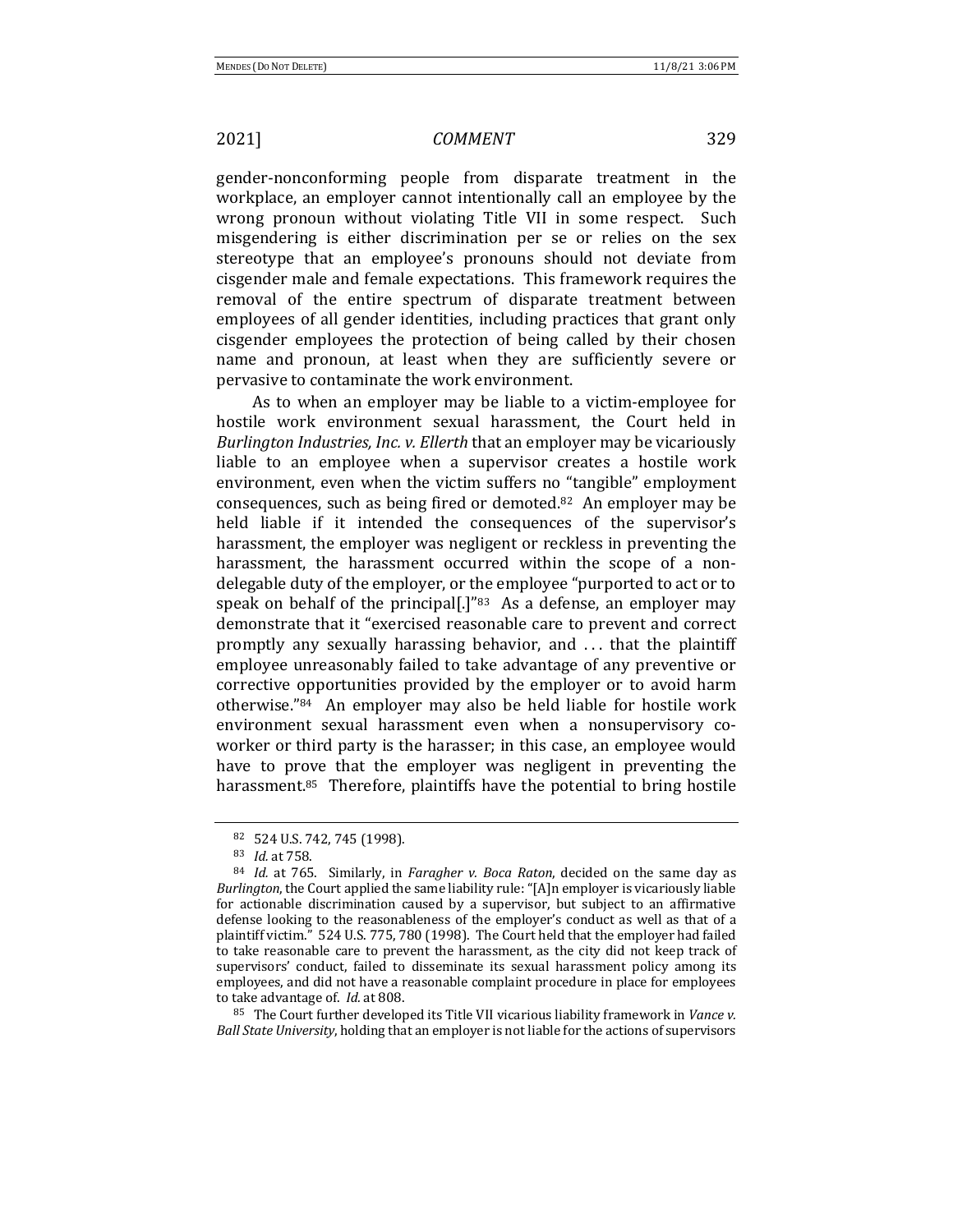gender-nonconforming people from disparate treatment in the workplace, an employer cannot intentionally call an employee by the wrong pronoun without violating Title VII in some respect. Such misgendering is either discrimination per se or relies on the sex stereotype that an employee's pronouns should not deviate from cisgender male and female expectations. This framework requires the removal of the entire spectrum of disparate treatment between employees of all gender identities, including practices that grant only cisgender employees the protection of being called by their chosen name and pronoun, at least when they are sufficiently severe or pervasive to contaminate the work environment.

As to when an employer may be liable to a victim-employee for hostile work environment sexual harassment, the Court held in *Burlington Industries, Inc. v. Ellerth* that an employer may be vicariously liable to an employee when a supervisor creates a hostile work environment, even when the victim suffers no "tangible" employment consequences, such as being fired or demoted.[82] An employer may be held liable if it intended the consequences of the supervisor's harassment, the employer was negligent or reckless in preventing the harassment, the harassment occurred within the scope of a non-delegable duty of the employer, or the employee "purported to act or to speak on behalf of the principal[.]"[83] As a defense, an employer may demonstrate that it "exercised reasonable care to prevent and correct promptly any sexually harassing behavior, and . . . that the plaintiff employee unreasonably failed to take advantage of any preventive or corrective opportunities provided by the employer or to avoid harm otherwise."[84] An employer may also be held liable for hostile work environment sexual harassment even when a nonsupervisory co-worker or third party is the harasser; in this case, an employee would have to prove that the employer was negligent in preventing the harassment.[85] Therefore, plaintiffs have the potential to bring hostile

---

[82] 524 U.S. 742, 745 (1998).

[83] *Id.* at 758.

[84] *Id.* at 765. Similarly, in *Faragher v. Boca Raton*, decided on the same day as *Burlington*, the Court applied the same liability rule: "[A]n employer is vicariously liable for actionable discrimination caused by a supervisor, but subject to an affirmative defense looking to the reasonableness of the employer's conduct as well as that of a plaintiff victim." 524 U.S. 775, 780 (1998). The Court held that the employer had failed to take reasonable care to prevent the harassment, as the city did not keep track of supervisors' conduct, failed to disseminate its sexual harassment policy among its employees, and did not have a reasonable complaint procedure in place for employees to take advantage of. *Id.* at 808.

[85] The Court further developed its Title VII vicarious liability framework in *Vance v. Ball State University*, holding that an employer is not liable for the actions of supervisors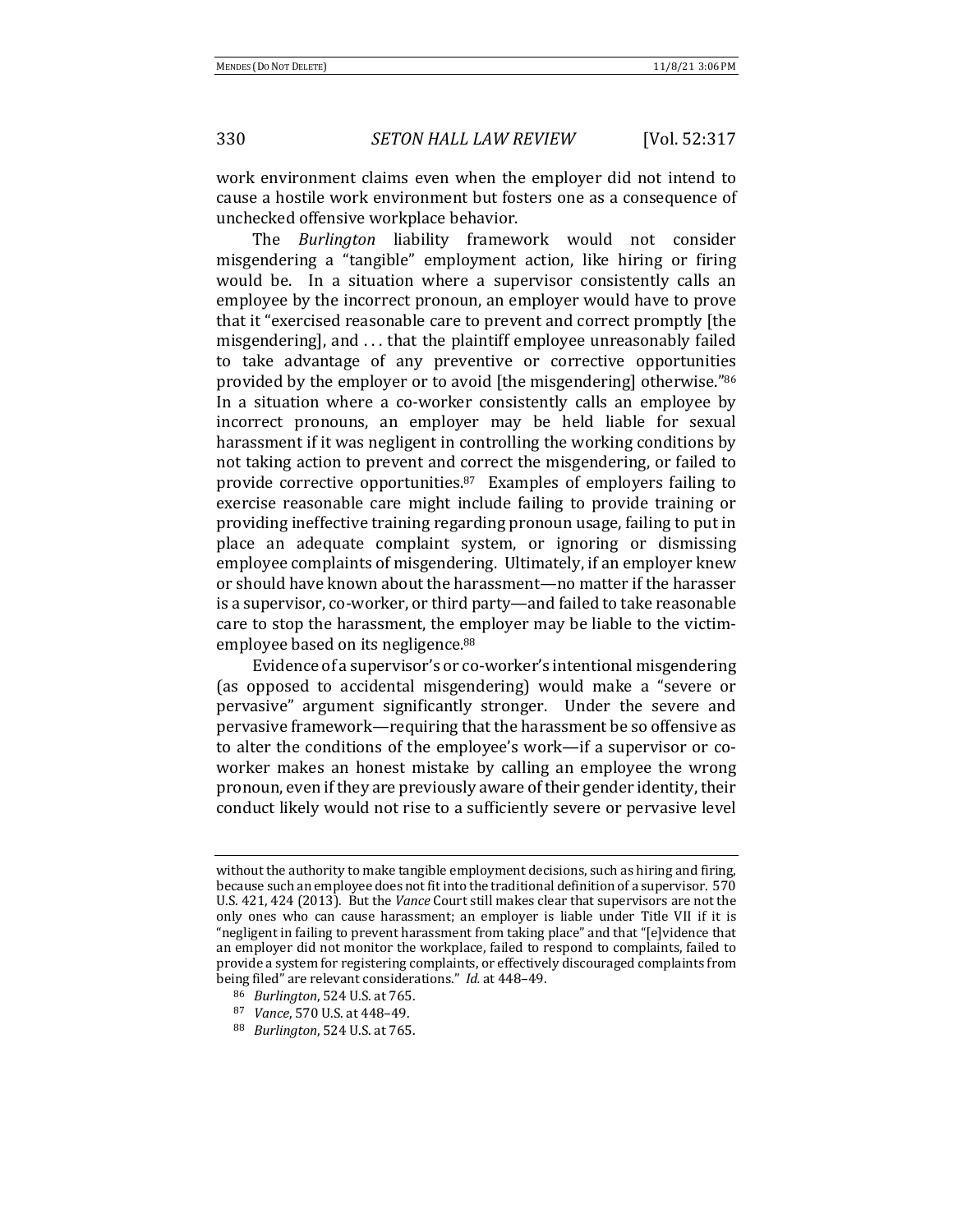work environment claims even when the employer did not intend to cause a hostile work environment but fosters one as a consequence of unchecked offensive workplace behavior.

The *Burlington* liability framework would not consider misgendering a "tangible" employment action, like hiring or firing would be. In a situation where a supervisor consistently calls an employee by the incorrect pronoun, an employer would have to prove that it "exercised reasonable care to prevent and correct promptly [the misgendering], and . . . that the plaintiff employee unreasonably failed to take advantage of any preventive or corrective opportunities provided by the employer or to avoid [the misgendering] otherwise."[86] In a situation where a co-worker consistently calls an employee by incorrect pronouns, an employer may be held liable for sexual harassment if it was negligent in controlling the working conditions by not taking action to prevent and correct the misgendering, or failed to provide corrective opportunities.[87] Examples of employers failing to exercise reasonable care might include failing to provide training or providing ineffective training regarding pronoun usage, failing to put in place an adequate complaint system, or ignoring or dismissing employee complaints of misgendering. Ultimately, if an employer knew or should have known about the harassment—no matter if the harasser is a supervisor, co-worker, or third party—and failed to take reasonable care to stop the harassment, the employer may be liable to the victim-employee based on its negligence.[88]

Evidence of a supervisor's or co-worker's intentional misgendering (as opposed to accidental misgendering) would make a "severe or pervasive" argument significantly stronger. Under the severe and pervasive framework—requiring that the harassment be so offensive as to alter the conditions of the employee's work—if a supervisor or co-worker makes an honest mistake by calling an employee the wrong pronoun, even if they are previously aware of their gender identity, their conduct likely would not rise to a sufficiently severe or pervasive level

---

without the authority to make tangible employment decisions, such as hiring and firing, because such an employee does not fit into the traditional definition of a supervisor. 570 U.S. 421, 424 (2013). But the *Vance* Court still makes clear that supervisors are not the only ones who can cause harassment; an employer is liable under Title VII if it is "negligent in failing to prevent harassment from taking place" and that "[e]vidence that an employer did not monitor the workplace, failed to respond to complaints, failed to provide a system for registering complaints, or effectively discouraged complaints from being filed" are relevant considerations." *Id.* at 448–49.

[86] *Burlington*, 524 U.S. at 765.

[87] *Vance*, 570 U.S. at 448–49.

[88] *Burlington*, 524 U.S. at 765.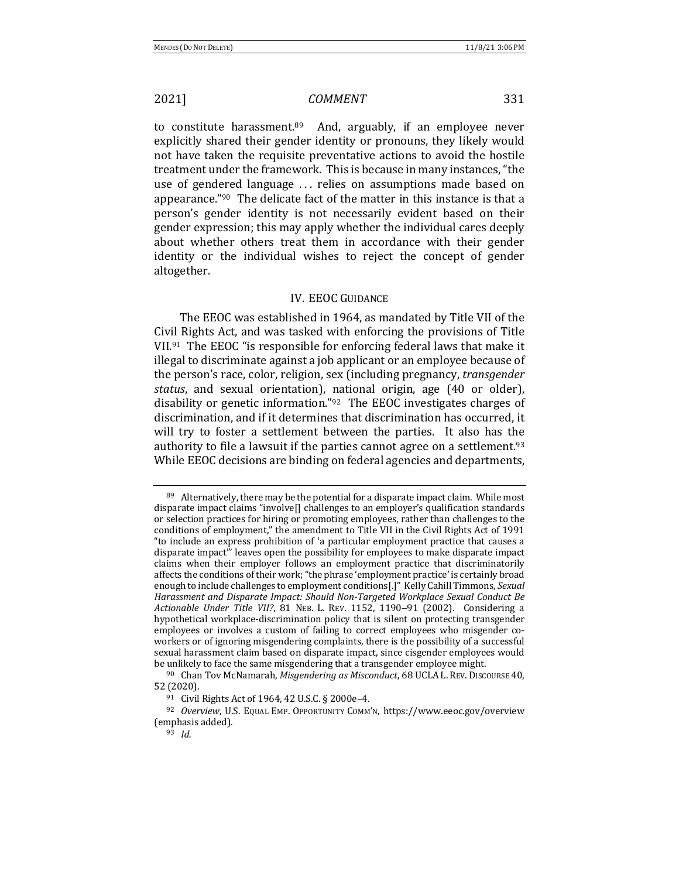to constitute harassment.[89] And, arguably, if an employee never explicitly shared their gender identity or pronouns, they likely would not have taken the requisite preventative actions to avoid the hostile treatment under the framework. This is because in many instances, "the use of gendered language . . . relies on assumptions made based on appearance."[90] The delicate fact of the matter in this instance is that a person's gender identity is not necessarily evident based on their gender expression; this may apply whether the individual cares deeply about whether others treat them in accordance with their gender identity or the individual wishes to reject the concept of gender altogether.

## IV. EEOC GUIDANCE

The EEOC was established in 1964, as mandated by Title VII of the Civil Rights Act, and was tasked with enforcing the provisions of Title VII.[91] The EEOC "is responsible for enforcing federal laws that make it illegal to discriminate against a job applicant or an employee because of the person's race, color, religion, sex (including pregnancy, *transgender status*, and sexual orientation), national origin, age (40 or older), disability or genetic information."[92] The EEOC investigates charges of discrimination, and if it determines that discrimination has occurred, it will try to foster a settlement between the parties. It also has the authority to file a lawsuit if the parties cannot agree on a settlement.[93] While EEOC decisions are binding on federal agencies and departments,

---

[89] Alternatively, there may be the potential for a disparate impact claim. While most disparate impact claims "involve[] challenges to an employer's qualification standards or selection practices for hiring or promoting employees, rather than challenges to the conditions of employment," the amendment to Title VII in the Civil Rights Act of 1991 "to include an express prohibition of 'a particular employment practice that causes a disparate impact'" leaves open the possibility for employees to make disparate impact claims when their employer follows an employment practice that discriminatorily affects the conditions of their work; "the phrase 'employment practice' is certainly broad enough to include challenges to employment conditions[.]" Kelly Cahill Timmons, *Sexual Harassment and Disparate Impact: Should Non-Targeted Workplace Sexual Conduct Be Actionable Under Title VII?*, 81 NEB. L. REV. 1152, 1190–91 (2002). Considering a hypothetical workplace-discrimination policy that is silent on protecting transgender employees or involves a custom of failing to correct employees who misgender co-workers or of ignoring misgendering complaints, there is the possibility of a successful sexual harassment claim based on disparate impact, since cisgender employees would be unlikely to face the same misgendering that a transgender employee might.

[90] Chan Tov McNamarah, *Misgendering as Misconduct*, 68 UCLA L. REV. DISCOURSE 40, 52 (2020).

[91] Civil Rights Act of 1964, 42 U.S.C. § 2000e–4.

[92] *Overview*, U.S. EQUAL EMP. OPPORTUNITY COMM'N, https://www.eeoc.gov/overview (emphasis added).

[93] *Id.*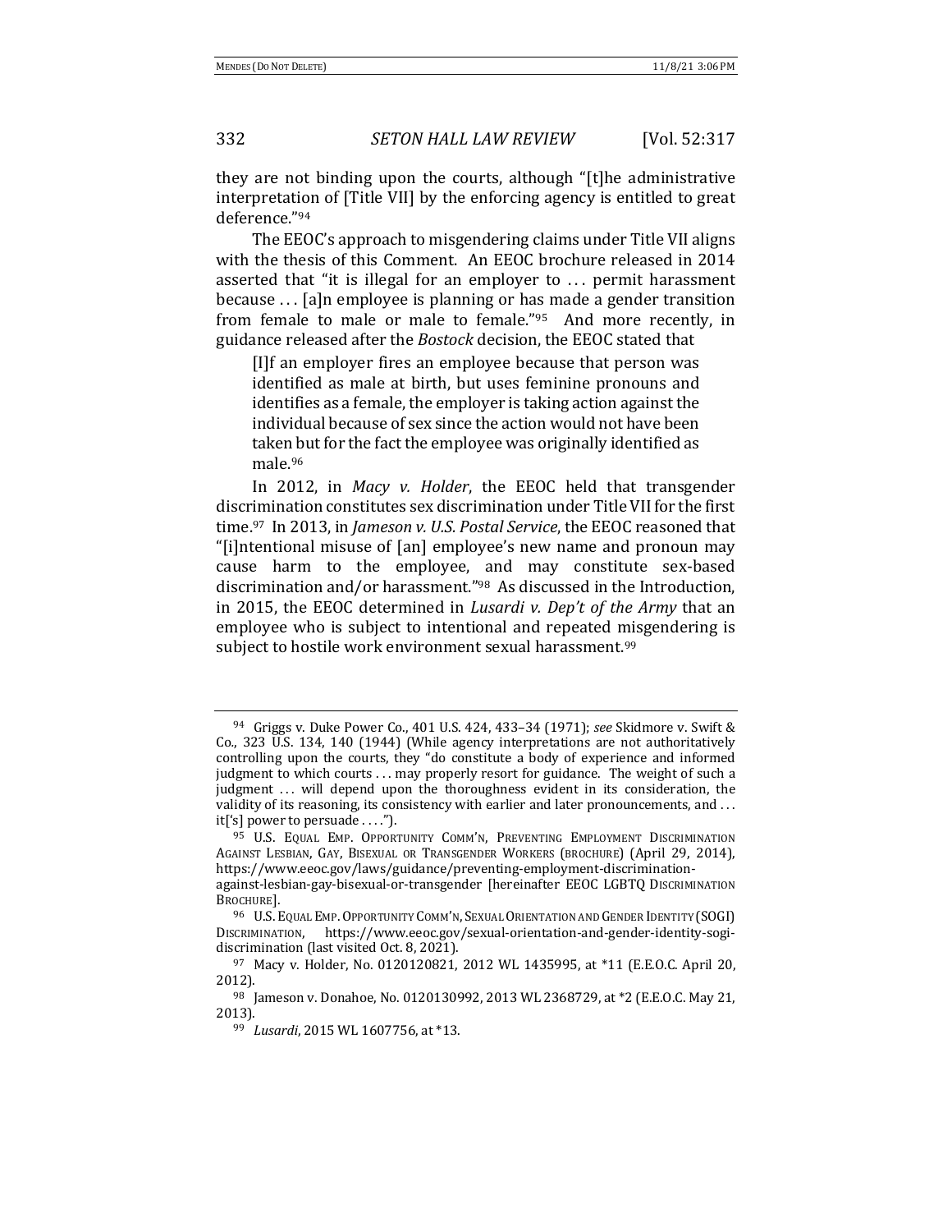they are not binding upon the courts, although "[t]he administrative interpretation of [Title VII] by the enforcing agency is entitled to great deference."[94]

The EEOC's approach to misgendering claims under Title VII aligns with the thesis of this Comment. An EEOC brochure released in 2014 asserted that "it is illegal for an employer to . . . permit harassment because . . . [a]n employee is planning or has made a gender transition from female to male or male to female."[95] And more recently, in guidance released after the *Bostock* decision, the EEOC stated that

> [I]f an employer fires an employee because that person was identified as male at birth, but uses feminine pronouns and identifies as a female, the employer is taking action against the individual because of sex since the action would not have been taken but for the fact the employee was originally identified as male.[96]

In 2012, in *Macy v. Holder*, the EEOC held that transgender discrimination constitutes sex discrimination under Title VII for the first time.[97] In 2013, in *Jameson v. U.S. Postal Service*, the EEOC reasoned that "[i]ntentional misuse of [an] employee's new name and pronoun may cause harm to the employee, and may constitute sex-based discrimination and/or harassment."[98] As discussed in the Introduction, in 2015, the EEOC determined in *Lusardi v. Dep't of the Army* that an employee who is subject to intentional and repeated misgendering is subject to hostile work environment sexual harassment.[99]

---

[94] Griggs v. Duke Power Co., 401 U.S. 424, 433–34 (1971); *see* Skidmore v. Swift & Co., 323 U.S. 134, 140 (1944) (While agency interpretations are not authoritatively controlling upon the courts, they "do constitute a body of experience and informed judgment to which courts . . . may properly resort for guidance. The weight of such a judgment . . . will depend upon the thoroughness evident in its consideration, the validity of its reasoning, its consistency with earlier and later pronouncements, and . . . it['s] power to persuade . . . .").

[95] U.S. Equal Emp. Opportunity Comm'n, Preventing Employment Discrimination Against Lesbian, Gay, Bisexual or Transgender Workers (brochure) (April 29, 2014), https://www.eeoc.gov/laws/guidance/preventing-employment-discrimination-against-lesbian-gay-bisexual-or-transgender [hereinafter EEOC LGBTQ Discrimination Brochure].

[96] U.S. Equal Emp. Opportunity Comm'n, Sexual Orientation and Gender Identity (SOGI) Discrimination, https://www.eeoc.gov/sexual-orientation-and-gender-identity-sogi-discrimination (last visited Oct. 8, 2021).

[97] Macy v. Holder, No. 0120120821, 2012 WL 1435995, at *11 (E.E.O.C. April 20, 2012).

[98] Jameson v. Donahoe, No. 0120130992, 2013 WL 2368729, at *2 (E.E.O.C. May 21, 2013).

[99] *Lusardi*, 2015 WL 1607756, at *13.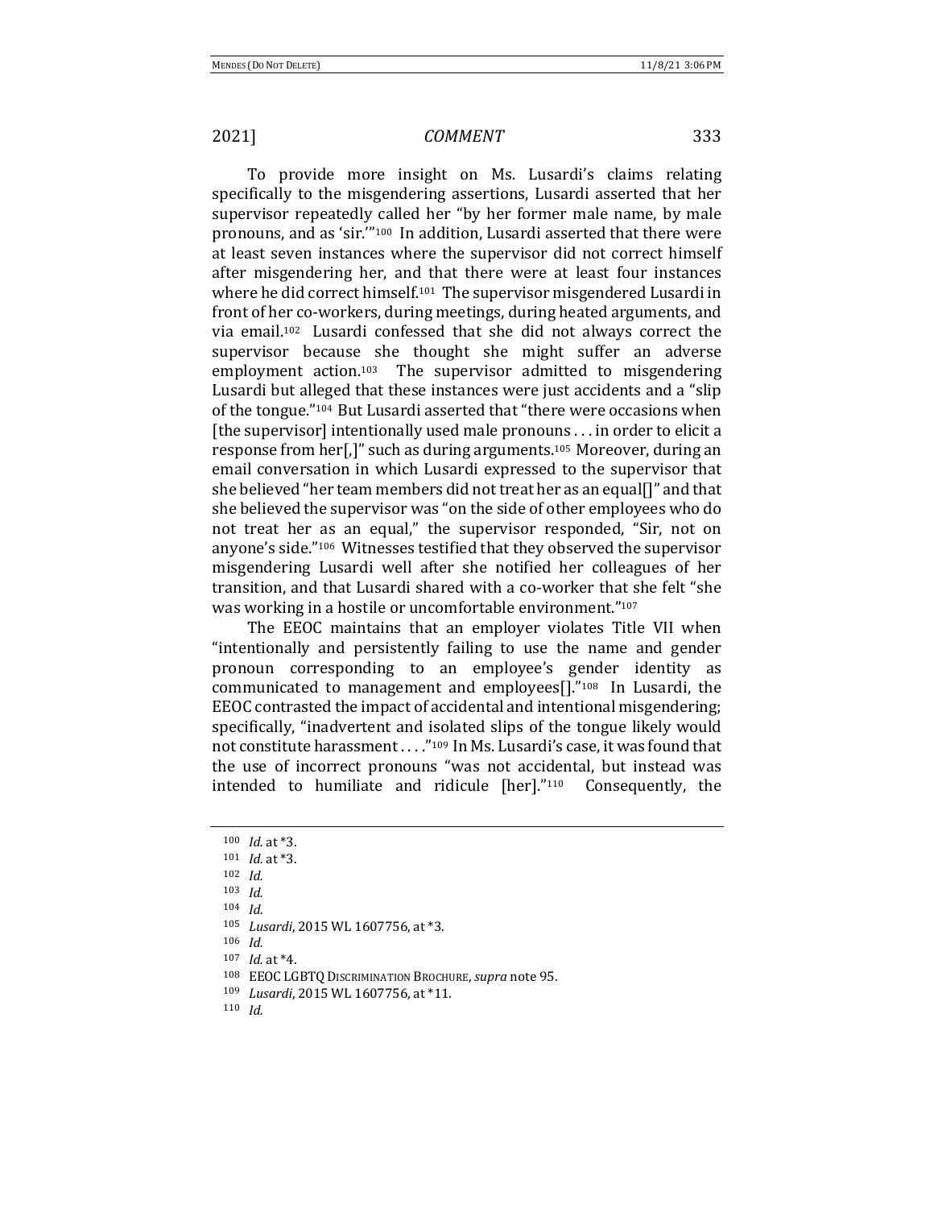To provide more insight on Ms. Lusardi's claims relating specifically to the misgendering assertions, Lusardi asserted that her supervisor repeatedly called her "by her former male name, by male pronouns, and as 'sir.'"[100] In addition, Lusardi asserted that there were at least seven instances where the supervisor did not correct himself after misgendering her, and that there were at least four instances where he did correct himself.[101] The supervisor misgendered Lusardi in front of her co-workers, during meetings, during heated arguments, and via email.[102] Lusardi confessed that she did not always correct the supervisor because she thought she might suffer an adverse employment action.[103] The supervisor admitted to misgendering Lusardi but alleged that these instances were just accidents and a "slip of the tongue."[104] But Lusardi asserted that "there were occasions when [the supervisor] intentionally used male pronouns . . . in order to elicit a response from her[,]" such as during arguments.[105] Moreover, during an email conversation in which Lusardi expressed to the supervisor that she believed "her team members did not treat her as an equal[]" and that she believed the supervisor was "on the side of other employees who do not treat her as an equal," the supervisor responded, "Sir, not on anyone's side."[106] Witnesses testified that they observed the supervisor misgendering Lusardi well after she notified her colleagues of her transition, and that Lusardi shared with a co-worker that she felt "she was working in a hostile or uncomfortable environment."[107]

The EEOC maintains that an employer violates Title VII when "intentionally and persistently failing to use the name and gender pronoun corresponding to an employee's gender identity as communicated to management and employees[]."[108] In Lusardi, the EEOC contrasted the impact of accidental and intentional misgendering; specifically, "inadvertent and isolated slips of the tongue likely would not constitute harassment . . . ."[109] In Ms. Lusardi's case, it was found that the use of incorrect pronouns "was not accidental, but instead was intended to humiliate and ridicule [her]."[110] Consequently, the

---

[100] *Id.* at *3.

[101] *Id.* at *3.

[102] *Id.*

[103] *Id.*

[104] *Id.*

[105] *Lusardi*, 2015 WL 1607756, at *3.

[106] *Id.*

[107] *Id.* at *4.

[108] EEOC LGBTQ DISCRIMINATION BROCHURE, *supra* note 95.

[109] *Lusardi*, 2015 WL 1607756, at *11.

[110] *Id.*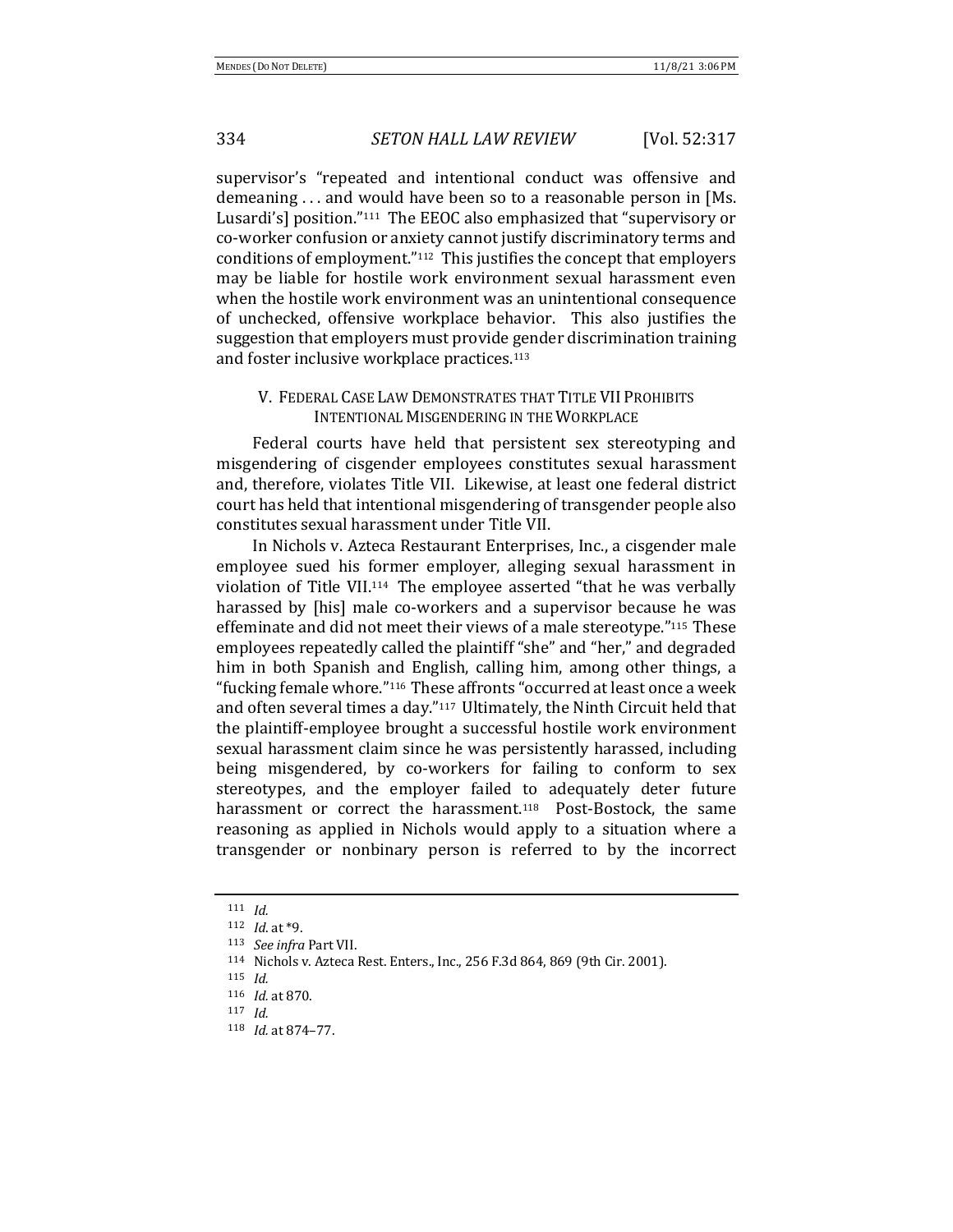supervisor's "repeated and intentional conduct was offensive and demeaning . . . and would have been so to a reasonable person in [Ms. Lusardi's] position."[111] The EEOC also emphasized that "supervisory or co-worker confusion or anxiety cannot justify discriminatory terms and conditions of employment."[112] This justifies the concept that employers may be liable for hostile work environment sexual harassment even when the hostile work environment was an unintentional consequence of unchecked, offensive workplace behavior. This also justifies the suggestion that employers must provide gender discrimination training and foster inclusive workplace practices.[113]

## V. FEDERAL CASE LAW DEMONSTRATES THAT TITLE VII PROHIBITS INTENTIONAL MISGENDERING IN THE WORKPLACE

Federal courts have held that persistent sex stereotyping and misgendering of cisgender employees constitutes sexual harassment and, therefore, violates Title VII. Likewise, at least one federal district court has held that intentional misgendering of transgender people also constitutes sexual harassment under Title VII.

In Nichols v. Azteca Restaurant Enterprises, Inc., a cisgender male employee sued his former employer, alleging sexual harassment in violation of Title VII.[114] The employee asserted "that he was verbally harassed by [his] male co-workers and a supervisor because he was effeminate and did not meet their views of a male stereotype."[115] These employees repeatedly called the plaintiff "she" and "her," and degraded him in both Spanish and English, calling him, among other things, a "fucking female whore."[116] These affronts "occurred at least once a week and often several times a day."[117] Ultimately, the Ninth Circuit held that the plaintiff-employee brought a successful hostile work environment sexual harassment claim since he was persistently harassed, including being misgendered, by co-workers for failing to conform to sex stereotypes, and the employer failed to adequately deter future harassment or correct the harassment.[118] Post-Bostock, the same reasoning as applied in Nichols would apply to a situation where a transgender or nonbinary person is referred to by the incorrect

---

[111] *Id.*

[112] *Id.* at *9.

[113] *See infra* Part VII.

[114] Nichols v. Azteca Rest. Enters., Inc., 256 F.3d 864, 869 (9th Cir. 2001).

[115] *Id.*

[116] *Id.* at 870.

[117] *Id.*

[118] *Id.* at 874–77.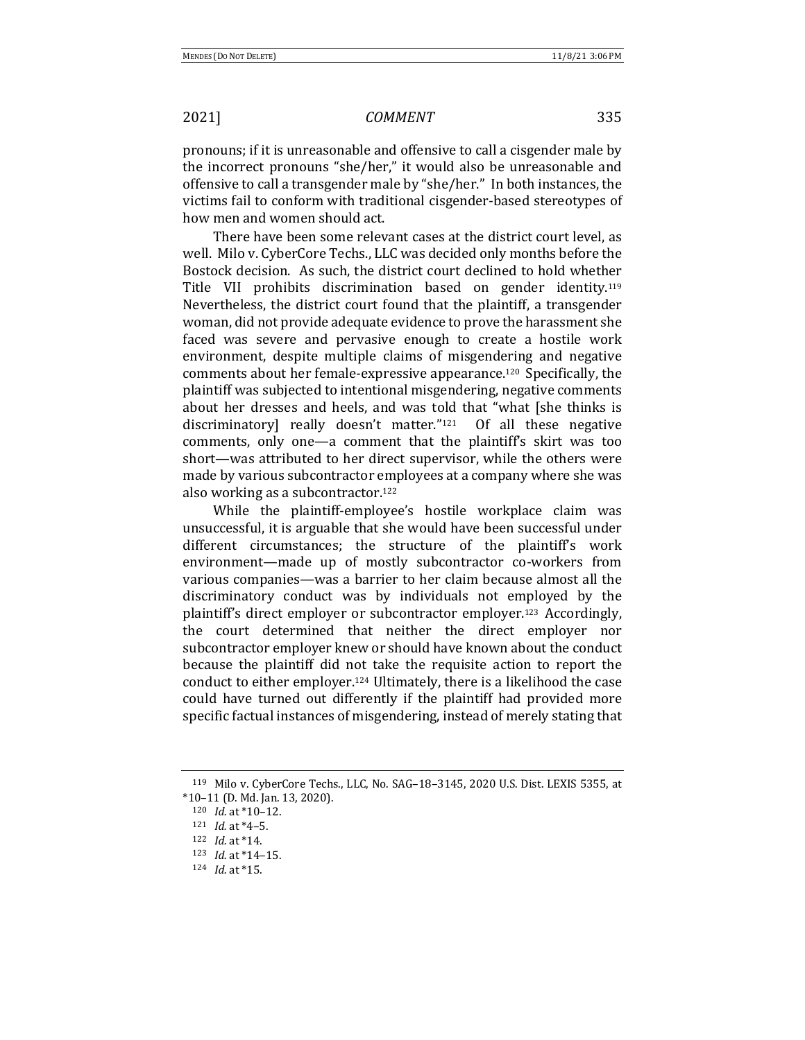pronouns; if it is unreasonable and offensive to call a cisgender male by the incorrect pronouns "she/her," it would also be unreasonable and offensive to call a transgender male by "she/her." In both instances, the victims fail to conform with traditional cisgender-based stereotypes of how men and women should act.

There have been some relevant cases at the district court level, as well. Milo v. CyberCore Techs., LLC was decided only months before the Bostock decision. As such, the district court declined to hold whether Title VII prohibits discrimination based on gender identity.[119] Nevertheless, the district court found that the plaintiff, a transgender woman, did not provide adequate evidence to prove the harassment she faced was severe and pervasive enough to create a hostile work environment, despite multiple claims of misgendering and negative comments about her female-expressive appearance.[120] Specifically, the plaintiff was subjected to intentional misgendering, negative comments about her dresses and heels, and was told that "what [she thinks is discriminatory] really doesn't matter."[121] Of all these negative comments, only one—a comment that the plaintiff's skirt was too short—was attributed to her direct supervisor, while the others were made by various subcontractor employees at a company where she was also working as a subcontractor.[122]

While the plaintiff-employee's hostile workplace claim was unsuccessful, it is arguable that she would have been successful under different circumstances; the structure of the plaintiff's work environment—made up of mostly subcontractor co-workers from various companies—was a barrier to her claim because almost all the discriminatory conduct was by individuals not employed by the plaintiff's direct employer or subcontractor employer.[123] Accordingly, the court determined that neither the direct employer nor subcontractor employer knew or should have known about the conduct because the plaintiff did not take the requisite action to report the conduct to either employer.[124] Ultimately, there is a likelihood the case could have turned out differently if the plaintiff had provided more specific factual instances of misgendering, instead of merely stating that

---

[119] Milo v. CyberCore Techs., LLC, No. SAG–18–3145, 2020 U.S. Dist. LEXIS 5355, at *10–11 (D. Md. Jan. 13, 2020).

[120] *Id.* at *10–12.

[121] *Id.* at *4–5.

[122] *Id.* at *14.

[123] *Id.* at *14–15.

[124] *Id.* at *15.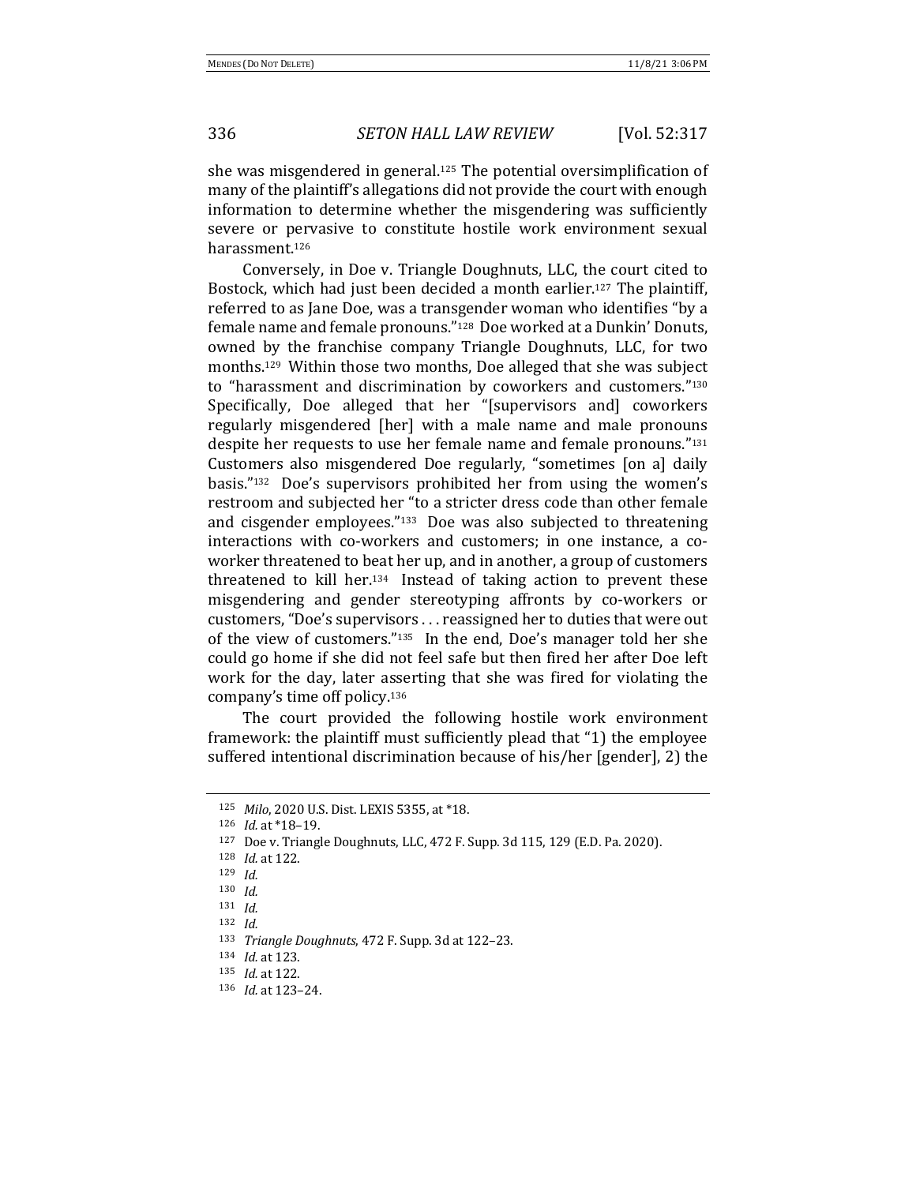she was misgendered in general.[125] The potential oversimplification of many of the plaintiff's allegations did not provide the court with enough information to determine whether the misgendering was sufficiently severe or pervasive to constitute hostile work environment sexual harassment.[126]

Conversely, in Doe v. Triangle Doughnuts, LLC, the court cited to Bostock, which had just been decided a month earlier.[127] The plaintiff, referred to as Jane Doe, was a transgender woman who identifies "by a female name and female pronouns."[128] Doe worked at a Dunkin' Donuts, owned by the franchise company Triangle Doughnuts, LLC, for two months.[129] Within those two months, Doe alleged that she was subject to "harassment and discrimination by coworkers and customers."[130] Specifically, Doe alleged that her "[supervisors and] coworkers regularly misgendered [her] with a male name and male pronouns despite her requests to use her female name and female pronouns."[131] Customers also misgendered Doe regularly, "sometimes [on a] daily basis."[132] Doe's supervisors prohibited her from using the women's restroom and subjected her "to a stricter dress code than other female and cisgender employees."[133] Doe was also subjected to threatening interactions with co-workers and customers; in one instance, a co-worker threatened to beat her up, and in another, a group of customers threatened to kill her.[134] Instead of taking action to prevent these misgendering and gender stereotyping affronts by co-workers or customers, "Doe's supervisors . . . reassigned her to duties that were out of the view of customers."[135] In the end, Doe's manager told her she could go home if she did not feel safe but then fired her after Doe left work for the day, later asserting that she was fired for violating the company's time off policy.[136]

The court provided the following hostile work environment framework: the plaintiff must sufficiently plead that "1) the employee suffered intentional discrimination because of his/her [gender], 2) the

---

[125] *Milo*, 2020 U.S. Dist. LEXIS 5355, at *18.

[126] *Id.* at *18–19.

[127] Doe v. Triangle Doughnuts, LLC, 472 F. Supp. 3d 115, 129 (E.D. Pa. 2020).

[128] *Id.* at 122.

[129] *Id.*

[130] *Id.*

[131] *Id.*

[132] *Id.*

[133] *Triangle Doughnuts*, 472 F. Supp. 3d at 122–23.

[134] *Id.* at 123.

[135] *Id.* at 122.

[136] *Id.* at 123–24.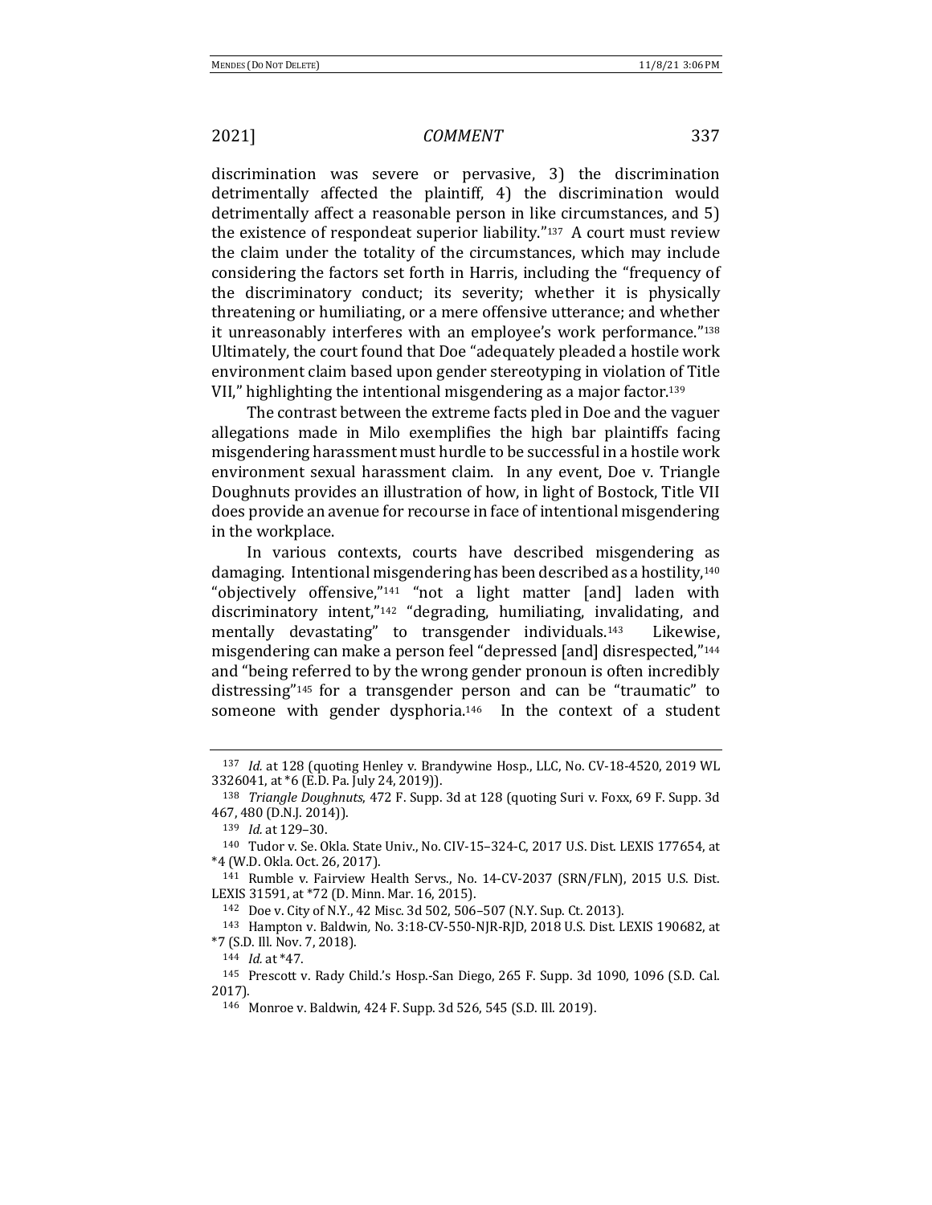discrimination was severe or pervasive, 3) the discrimination detrimentally affected the plaintiff, 4) the discrimination would detrimentally affect a reasonable person in like circumstances, and 5) the existence of respondeat superior liability."[137] A court must review the claim under the totality of the circumstances, which may include considering the factors set forth in Harris, including the "frequency of the discriminatory conduct; its severity; whether it is physically threatening or humiliating, or a mere offensive utterance; and whether it unreasonably interferes with an employee's work performance."[138] Ultimately, the court found that Doe "adequately pleaded a hostile work environment claim based upon gender stereotyping in violation of Title VII," highlighting the intentional misgendering as a major factor.[139]

The contrast between the extreme facts pled in Doe and the vaguer allegations made in Milo exemplifies the high bar plaintiffs facing misgendering harassment must hurdle to be successful in a hostile work environment sexual harassment claim. In any event, Doe v. Triangle Doughnuts provides an illustration of how, in light of Bostock, Title VII does provide an avenue for recourse in face of intentional misgendering in the workplace.

In various contexts, courts have described misgendering as damaging. Intentional misgendering has been described as a hostility,[140] "objectively offensive,"[141] "not a light matter [and] laden with discriminatory intent,"[142] "degrading, humiliating, invalidating, and mentally devastating" to transgender individuals.[143] Likewise, misgendering can make a person feel "depressed [and] disrespected,"[144] and "being referred to by the wrong gender pronoun is often incredibly distressing"[145] for a transgender person and can be "traumatic" to someone with gender dysphoria.[146] In the context of a student

---

[137] *Id.* at 128 (quoting Henley v. Brandywine Hosp., LLC, No. CV-18-4520, 2019 WL 3326041, at *6 (E.D. Pa. July 24, 2019)).

[138] *Triangle Doughnuts*, 472 F. Supp. 3d at 128 (quoting Suri v. Foxx, 69 F. Supp. 3d 467, 480 (D.N.J. 2014)).

[139] *Id.* at 129–30.

[140] Tudor v. Se. Okla. State Univ., No. CIV-15–324-C, 2017 U.S. Dist. LEXIS 177654, at *4 (W.D. Okla. Oct. 26, 2017).

[141] Rumble v. Fairview Health Servs., No. 14-CV-2037 (SRN/FLN), 2015 U.S. Dist. LEXIS 31591, at *72 (D. Minn. Mar. 16, 2015).

[142] Doe v. City of N.Y., 42 Misc. 3d 502, 506–507 (N.Y. Sup. Ct. 2013).

[143] Hampton v. Baldwin, No. 3:18-CV-550-NJR-RJD, 2018 U.S. Dist. LEXIS 190682, at *7 (S.D. Ill. Nov. 7, 2018).

[144] *Id.* at *47.

[145] Prescott v. Rady Child.'s Hosp.-San Diego, 265 F. Supp. 3d 1090, 1096 (S.D. Cal. 2017).

[146] Monroe v. Baldwin, 424 F. Supp. 3d 526, 545 (S.D. Ill. 2019).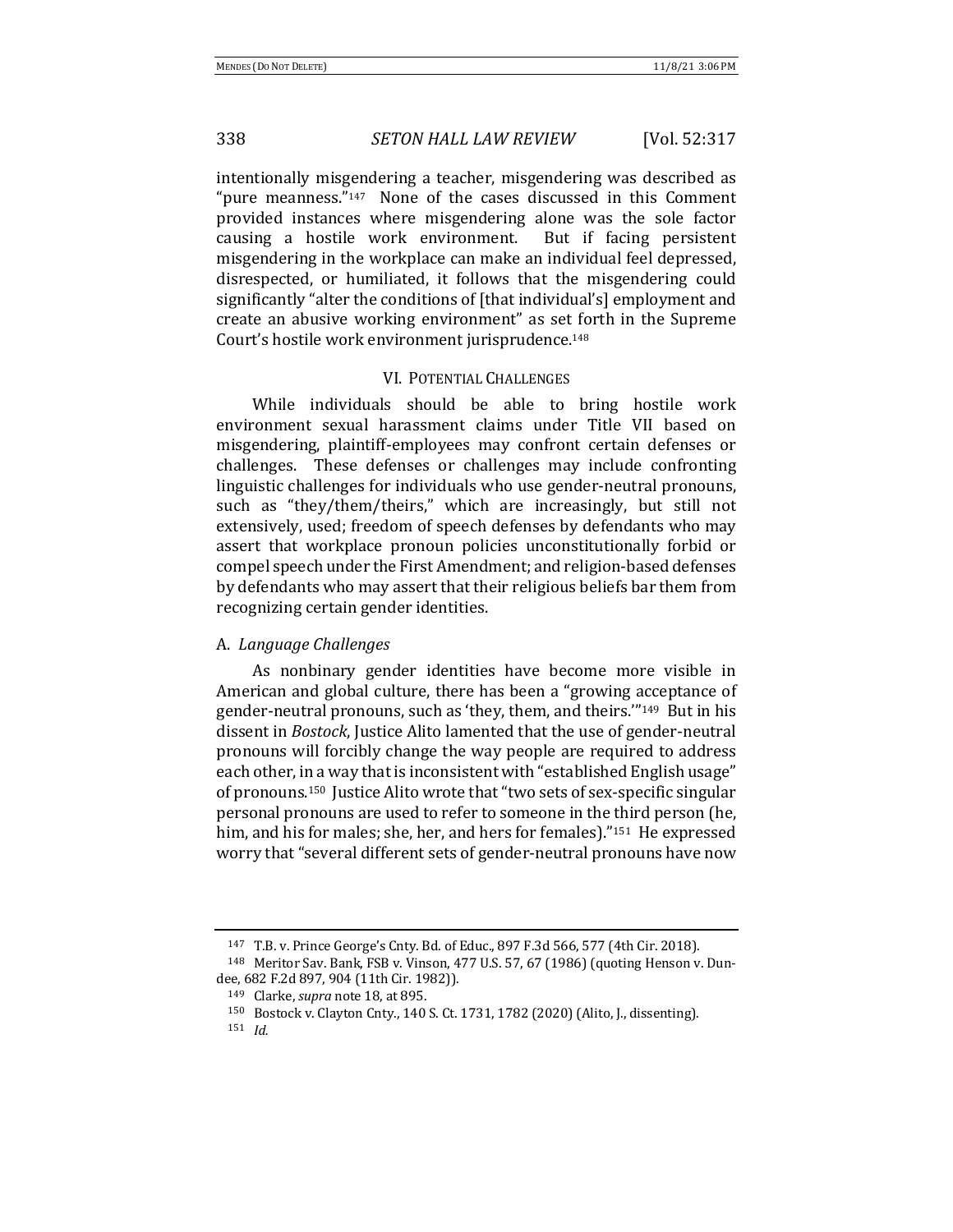intentionally misgendering a teacher, misgendering was described as "pure meanness."[147] None of the cases discussed in this Comment provided instances where misgendering alone was the sole factor causing a hostile work environment. But if facing persistent misgendering in the workplace can make an individual feel depressed, disrespected, or humiliated, it follows that the misgendering could significantly "alter the conditions of [that individual's] employment and create an abusive working environment" as set forth in the Supreme Court's hostile work environment jurisprudence.[148]

## VI. POTENTIAL CHALLENGES

While individuals should be able to bring hostile work environment sexual harassment claims under Title VII based on misgendering, plaintiff-employees may confront certain defenses or challenges. These defenses or challenges may include confronting linguistic challenges for individuals who use gender-neutral pronouns, such as "they/them/theirs," which are increasingly, but still not extensively, used; freedom of speech defenses by defendants who may assert that workplace pronoun policies unconstitutionally forbid or compel speech under the First Amendment; and religion-based defenses by defendants who may assert that their religious beliefs bar them from recognizing certain gender identities.

### A. *Language Challenges*

As nonbinary gender identities have become more visible in American and global culture, there has been a "growing acceptance of gender-neutral pronouns, such as 'they, them, and theirs.'"[149] But in his dissent in *Bostock*, Justice Alito lamented that the use of gender-neutral pronouns will forcibly change the way people are required to address each other, in a way that is inconsistent with "established English usage" of pronouns.[150] Justice Alito wrote that "two sets of sex-specific singular personal pronouns are used to refer to someone in the third person (he, him, and his for males; she, her, and hers for females)."[151] He expressed worry that "several different sets of gender-neutral pronouns have now

---

[147] T.B. v. Prince George's Cnty. Bd. of Educ., 897 F.3d 566, 577 (4th Cir. 2018).

[148] Meritor Sav. Bank, FSB v. Vinson, 477 U.S. 57, 67 (1986) (quoting Henson v. Dundee, 682 F.2d 897, 904 (11th Cir. 1982)).

[149] Clarke, *supra* note 18, at 895.

[150] Bostock v. Clayton Cnty., 140 S. Ct. 1731, 1782 (2020) (Alito, J., dissenting).

[151] *Id.*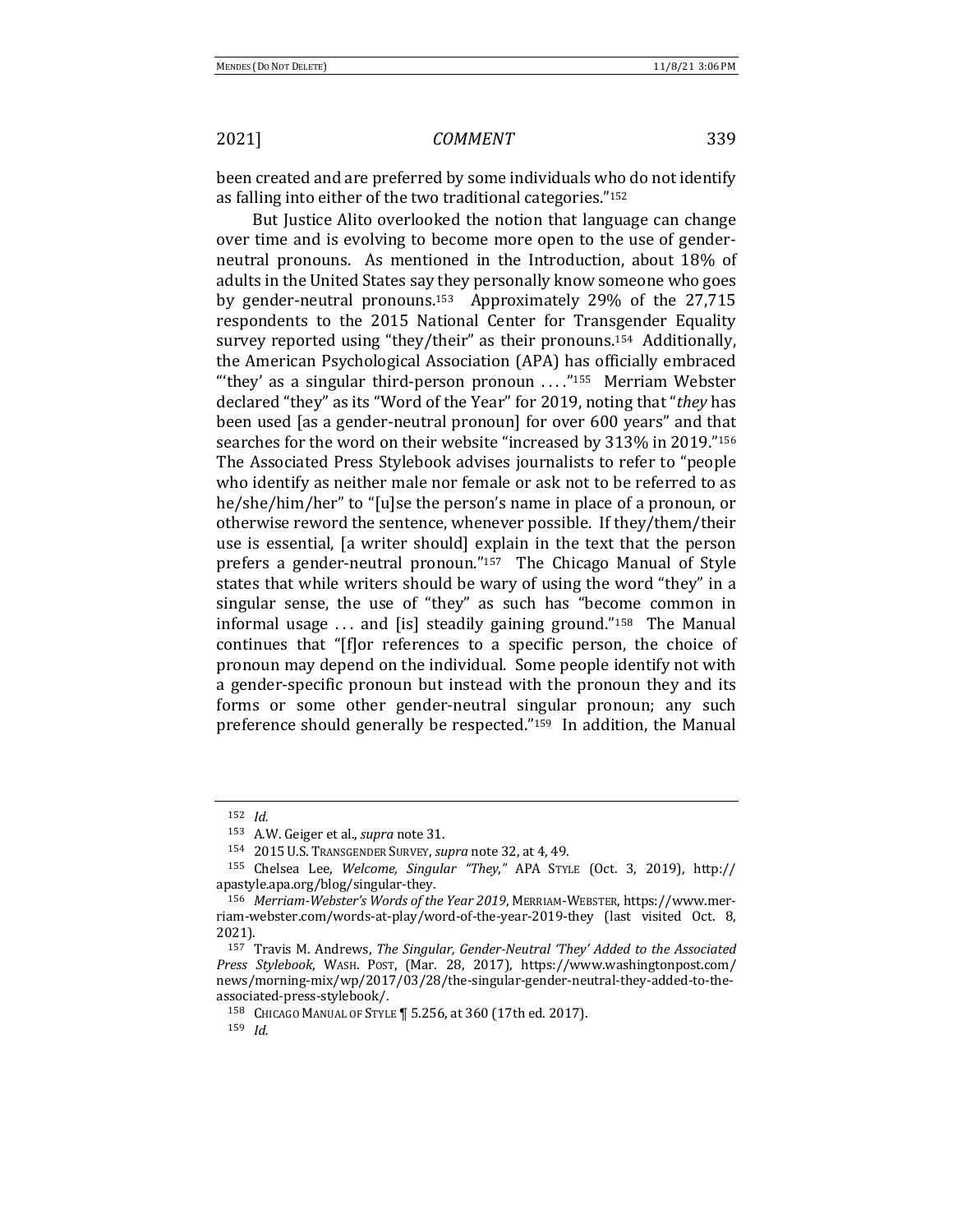been created and are preferred by some individuals who do not identify as falling into either of the two traditional categories."[152]

But Justice Alito overlooked the notion that language can change over time and is evolving to become more open to the use of gender-neutral pronouns. As mentioned in the Introduction, about 18% of adults in the United States say they personally know someone who goes by gender-neutral pronouns.[153] Approximately 29% of the 27,715 respondents to the 2015 National Center for Transgender Equality survey reported using "they/their" as their pronouns.[154] Additionally, the American Psychological Association (APA) has officially embraced "'they' as a singular third-person pronoun . . . ."[155] Merriam Webster declared "they" as its "Word of the Year" for 2019, noting that "*they* has been used [as a gender-neutral pronoun] for over 600 years" and that searches for the word on their website "increased by 313% in 2019."[156] The Associated Press Stylebook advises journalists to refer to "people who identify as neither male nor female or ask not to be referred to as he/she/him/her" to "[u]se the person's name in place of a pronoun, or otherwise reword the sentence, whenever possible. If they/them/their use is essential, [a writer should] explain in the text that the person prefers a gender-neutral pronoun."[157] The Chicago Manual of Style states that while writers should be wary of using the word "they" in a singular sense, the use of "they" as such has "become common in informal usage . . . and [is] steadily gaining ground."[158] The Manual continues that "[f]or references to a specific person, the choice of pronoun may depend on the individual. Some people identify not with a gender-specific pronoun but instead with the pronoun they and its forms or some other gender-neutral singular pronoun; any such preference should generally be respected."[159] In addition, the Manual

---

[152] *Id.*

[153] A.W. Geiger et al., *supra* note 31.

[154] 2015 U.S. TRANSGENDER SURVEY, *supra* note 32, at 4, 49.

[155] Chelsea Lee, *Welcome, Singular "They*,*"* APA STYLE (Oct. 3, 2019), http://apastyle.apa.org/blog/singular-they.

[156] *Merriam-Webster's Words of the Year 2019*, MERRIAM-WEBSTER, https://www.merriam-webster.com/words-at-play/word-of-the-year-2019-they (last visited Oct. 8, 2021).

[157] Travis M. Andrews, *The Singular, Gender-Neutral 'They' Added to the Associated Press Stylebook*, WASH. POST, (Mar. 28, 2017), https://www.washingtonpost.com/news/morning-mix/wp/2017/03/28/the-singular-gender-neutral-they-added-to-the-associated-press-stylebook/.

[158] CHICAGO MANUAL OF STYLE ¶ 5.256, at 360 (17th ed. 2017).

[159] *Id.*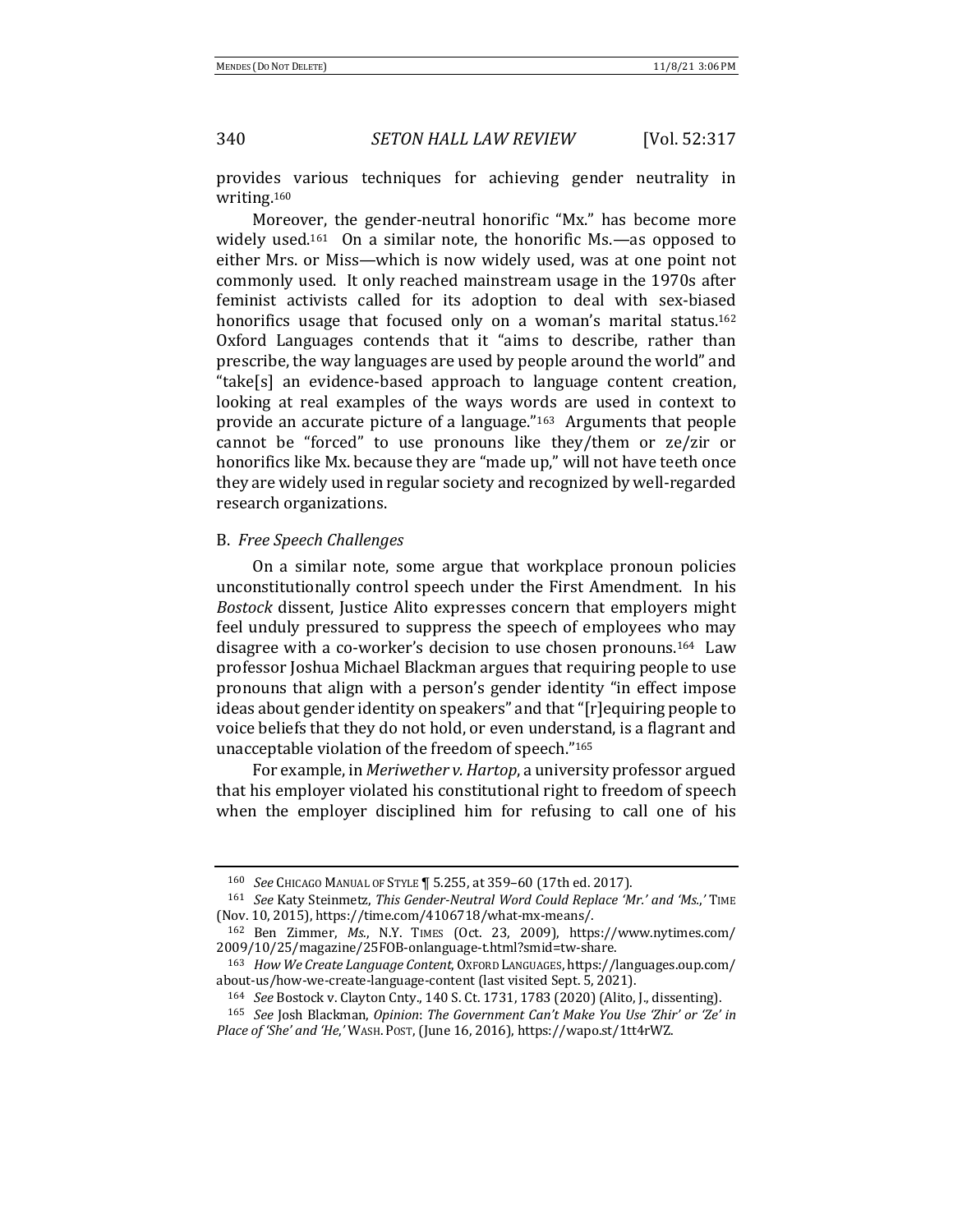provides various techniques for achieving gender neutrality in writing.[160]

Moreover, the gender-neutral honorific "Mx." has become more widely used.[161] On a similar note, the honorific Ms.—as opposed to either Mrs. or Miss—which is now widely used, was at one point not commonly used. It only reached mainstream usage in the 1970s after feminist activists called for its adoption to deal with sex-biased honorifics usage that focused only on a woman's marital status.[162] Oxford Languages contends that it "aims to describe, rather than prescribe, the way languages are used by people around the world" and "take[s] an evidence-based approach to language content creation, looking at real examples of the ways words are used in context to provide an accurate picture of a language."[163] Arguments that people cannot be "forced" to use pronouns like they/them or ze/zir or honorifics like Mx. because they are "made up," will not have teeth once they are widely used in regular society and recognized by well-regarded research organizations.

### B. *Free Speech Challenges*

On a similar note, some argue that workplace pronoun policies unconstitutionally control speech under the First Amendment. In his *Bostock* dissent, Justice Alito expresses concern that employers might feel unduly pressured to suppress the speech of employees who may disagree with a co-worker's decision to use chosen pronouns.[164] Law professor Joshua Michael Blackman argues that requiring people to use pronouns that align with a person's gender identity "in effect impose ideas about gender identity on speakers" and that "[r]equiring people to voice beliefs that they do not hold, or even understand, is a flagrant and unacceptable violation of the freedom of speech."[165]

For example, in *Meriwether v. Hartop*, a university professor argued that his employer violated his constitutional right to freedom of speech when the employer disciplined him for refusing to call one of his

---

[160] *See* CHICAGO MANUAL OF STYLE ¶ 5.255, at 359–60 (17th ed. 2017).

[161] *See* Katy Steinmetz, *This Gender-Neutral Word Could Replace 'Mr.' and 'Ms.,'* TIME (Nov. 10, 2015), https://time.com/4106718/what-mx-means/.

[162] Ben Zimmer, *Ms.*, N.Y. TIMES (Oct. 23, 2009), https://www.nytimes.com/2009/10/25/magazine/25FOB-onlanguage-t.html?smid=tw-share.

[163] *How We Create Language Content*, OXFORD LANGUAGES, https://languages.oup.com/about-us/how-we-create-language-content (last visited Sept. 5, 2021).

[164] *See* Bostock v. Clayton Cnty., 140 S. Ct. 1731, 1783 (2020) (Alito, J., dissenting).

[165] *See* Josh Blackman, *Opinion*: *The Government Can't Make You Use 'Zhir' or 'Ze' in Place of 'She' and 'He,'* WASH. POST, (June 16, 2016), https://wapo.st/1tt4rWZ.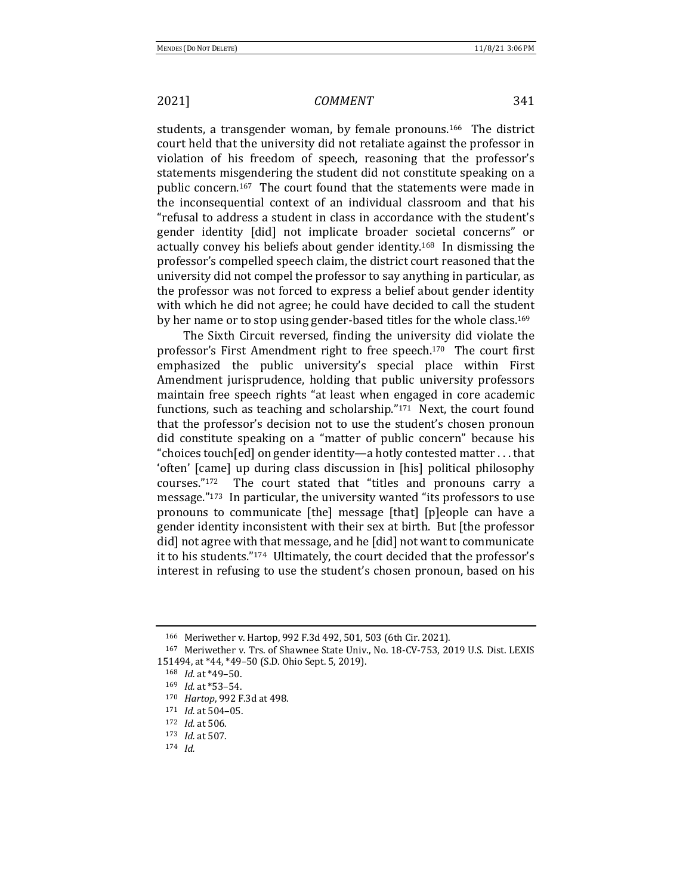students, a transgender woman, by female pronouns.[166] The district court held that the university did not retaliate against the professor in violation of his freedom of speech, reasoning that the professor's statements misgendering the student did not constitute speaking on a public concern.[167] The court found that the statements were made in the inconsequential context of an individual classroom and that his "refusal to address a student in class in accordance with the student's gender identity [did] not implicate broader societal concerns" or actually convey his beliefs about gender identity.[168] In dismissing the professor's compelled speech claim, the district court reasoned that the university did not compel the professor to say anything in particular, as the professor was not forced to express a belief about gender identity with which he did not agree; he could have decided to call the student by her name or to stop using gender-based titles for the whole class.[169]

The Sixth Circuit reversed, finding the university did violate the professor's First Amendment right to free speech.[170] The court first emphasized the public university's special place within First Amendment jurisprudence, holding that public university professors maintain free speech rights "at least when engaged in core academic functions, such as teaching and scholarship."[171] Next, the court found that the professor's decision not to use the student's chosen pronoun did constitute speaking on a "matter of public concern" because his "choices touch[ed] on gender identity—a hotly contested matter . . . that 'often' [came] up during class discussion in [his] political philosophy courses."[172] The court stated that "titles and pronouns carry a message."[173] In particular, the university wanted "its professors to use pronouns to communicate [the] message [that] [p]eople can have a gender identity inconsistent with their sex at birth. But [the professor did] not agree with that message, and he [did] not want to communicate it to his students."[174] Ultimately, the court decided that the professor's interest in refusing to use the student's chosen pronoun, based on his

---

[166] Meriwether v. Hartop, 992 F.3d 492, 501, 503 (6th Cir. 2021).

[167] Meriwether v. Trs. of Shawnee State Univ., No. 18-CV-753, 2019 U.S. Dist. LEXIS 151494, at *44, *49–50 (S.D. Ohio Sept. 5, 2019).

[168] *Id.* at *49–50.

[169] *Id.* at *53–54.

[170] *Hartop*, 992 F.3d at 498.

[171] *Id.* at 504–05.

[172] *Id.* at 506.

[173] *Id.* at 507.

[174] *Id.*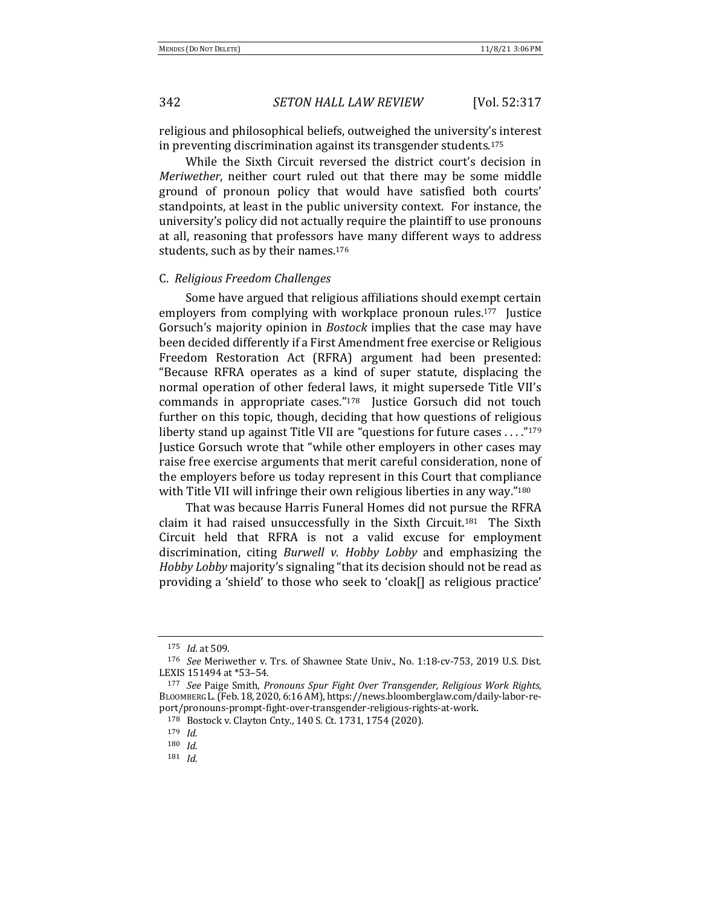religious and philosophical beliefs, outweighed the university's interest in preventing discrimination against its transgender students.[175]

While the Sixth Circuit reversed the district court's decision in *Meriwether*, neither court ruled out that there may be some middle ground of pronoun policy that would have satisfied both courts' standpoints, at least in the public university context. For instance, the university's policy did not actually require the plaintiff to use pronouns at all, reasoning that professors have many different ways to address students, such as by their names.[176]

## C. *Religious Freedom Challenges*

Some have argued that religious affiliations should exempt certain employers from complying with workplace pronoun rules.[177] Justice Gorsuch's majority opinion in *Bostock* implies that the case may have been decided differently if a First Amendment free exercise or Religious Freedom Restoration Act (RFRA) argument had been presented: "Because RFRA operates as a kind of super statute, displacing the normal operation of other federal laws, it might supersede Title VII's commands in appropriate cases."[178] Justice Gorsuch did not touch further on this topic, though, deciding that how questions of religious liberty stand up against Title VII are "questions for future cases . . . ."[179] Justice Gorsuch wrote that "while other employers in other cases may raise free exercise arguments that merit careful consideration, none of the employers before us today represent in this Court that compliance with Title VII will infringe their own religious liberties in any way."[180]

That was because Harris Funeral Homes did not pursue the RFRA claim it had raised unsuccessfully in the Sixth Circuit.[181] The Sixth Circuit held that RFRA is not a valid excuse for employment discrimination, citing *Burwell v. Hobby Lobby* and emphasizing the *Hobby Lobby* majority's signaling "that its decision should not be read as providing a 'shield' to those who seek to 'cloak[] as religious practice'

---

[175] *Id.* at 509.

[176] *See* Meriwether v. Trs. of Shawnee State Univ., No. 1:18-cv-753, 2019 U.S. Dist. LEXIS 151494 at *53–54.

[177] *See* Paige Smith, *Pronouns Spur Fight Over Transgender, Religious Work Rights*, BLOOMBERG L. (Feb. 18, 2020, 6:16 AM), https://news.bloomberglaw.com/daily-labor-report/pronouns-prompt-fight-over-transgender-religious-rights-at-work.

[178] Bostock v. Clayton Cnty., 140 S. Ct. 1731, 1754 (2020).

[179] *Id.*

[180] *Id.*

[181] *Id.*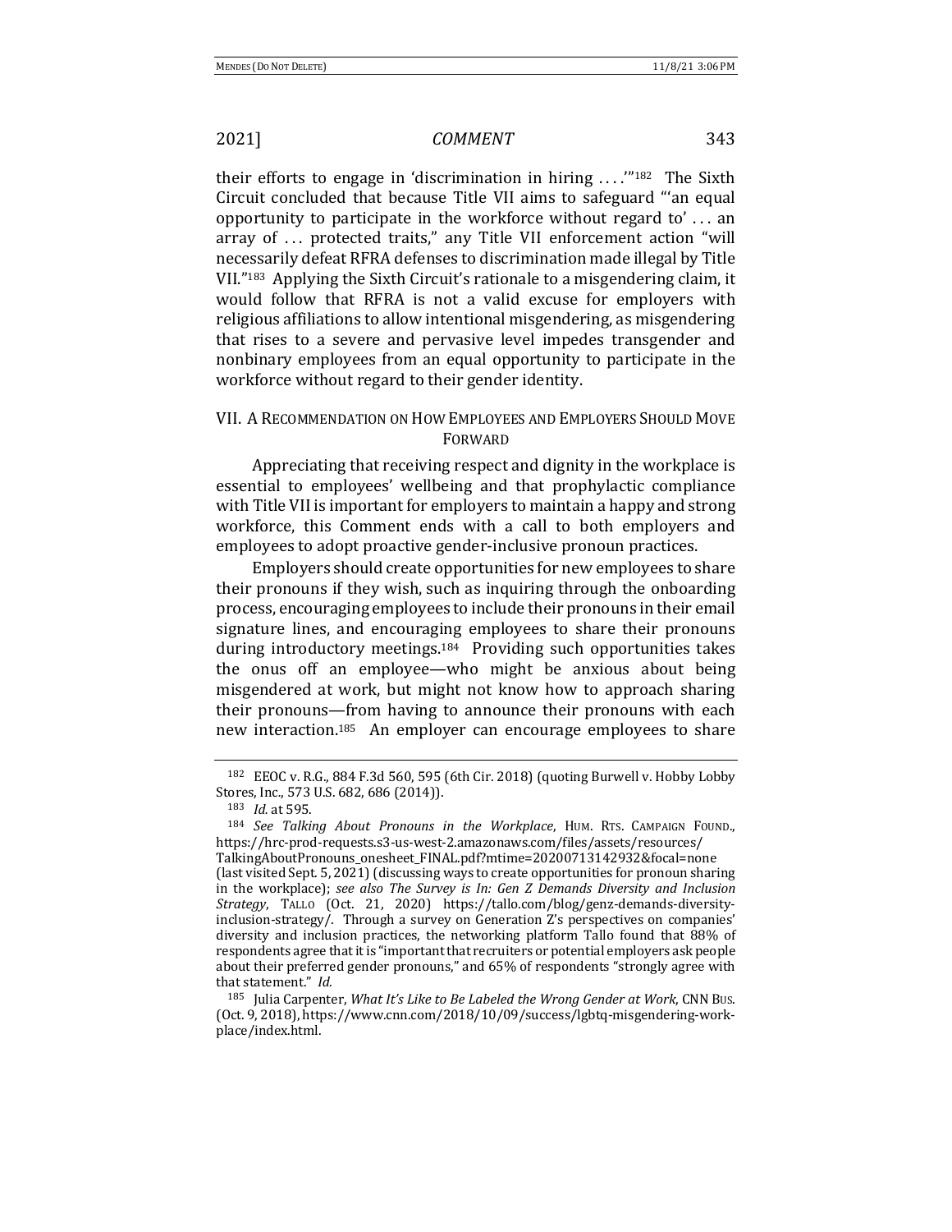their efforts to engage in 'discrimination in hiring . . . .'"[182] The Sixth Circuit concluded that because Title VII aims to safeguard "'an equal opportunity to participate in the workforce without regard to' . . . an array of . . . protected traits," any Title VII enforcement action "will necessarily defeat RFRA defenses to discrimination made illegal by Title VII."[183] Applying the Sixth Circuit's rationale to a misgendering claim, it would follow that RFRA is not a valid excuse for employers with religious affiliations to allow intentional misgendering, as misgendering that rises to a severe and pervasive level impedes transgender and nonbinary employees from an equal opportunity to participate in the workforce without regard to their gender identity.

## VII. A RECOMMENDATION ON HOW EMPLOYEES AND EMPLOYERS SHOULD MOVE FORWARD

Appreciating that receiving respect and dignity in the workplace is essential to employees' wellbeing and that prophylactic compliance with Title VII is important for employers to maintain a happy and strong workforce, this Comment ends with a call to both employers and employees to adopt proactive gender-inclusive pronoun practices.

Employers should create opportunities for new employees to share their pronouns if they wish, such as inquiring through the onboarding process, encouraging employees to include their pronouns in their email signature lines, and encouraging employees to share their pronouns during introductory meetings.[184] Providing such opportunities takes the onus off an employee—who might be anxious about being misgendered at work, but might not know how to approach sharing their pronouns—from having to announce their pronouns with each new interaction.[185] An employer can encourage employees to share

---

[182] EEOC v. R.G., 884 F.3d 560, 595 (6th Cir. 2018) (quoting Burwell v. Hobby Lobby Stores, Inc., 573 U.S. 682, 686 (2014)).

[183] *Id.* at 595.

[184] *See Talking About Pronouns in the Workplace*, HUM. RTS. CAMPAIGN FOUND., https://hrc-prod-requests.s3-us-west-2.amazonaws.com/files/assets/resources/TalkingAboutPronouns_onesheet_FINAL.pdf?mtime=20200713142932&focal=none (last visited Sept. 5, 2021) (discussing ways to create opportunities for pronoun sharing in the workplace); *see also The Survey is In: Gen Z Demands Diversity and Inclusion Strategy*, TALLO (Oct. 21, 2020) https://tallo.com/blog/genz-demands-diversity-inclusion-strategy/. Through a survey on Generation Z's perspectives on companies' diversity and inclusion practices, the networking platform Tallo found that 88% of respondents agree that it is "important that recruiters or potential employers ask people about their preferred gender pronouns," and 65% of respondents "strongly agree with that statement." *Id.*

[185] Julia Carpenter, *What It's Like to Be Labeled the Wrong Gender at Work*, CNN BUS. (Oct. 9, 2018), https://www.cnn.com/2018/10/09/success/lgbtq-misgendering-workplace/index.html.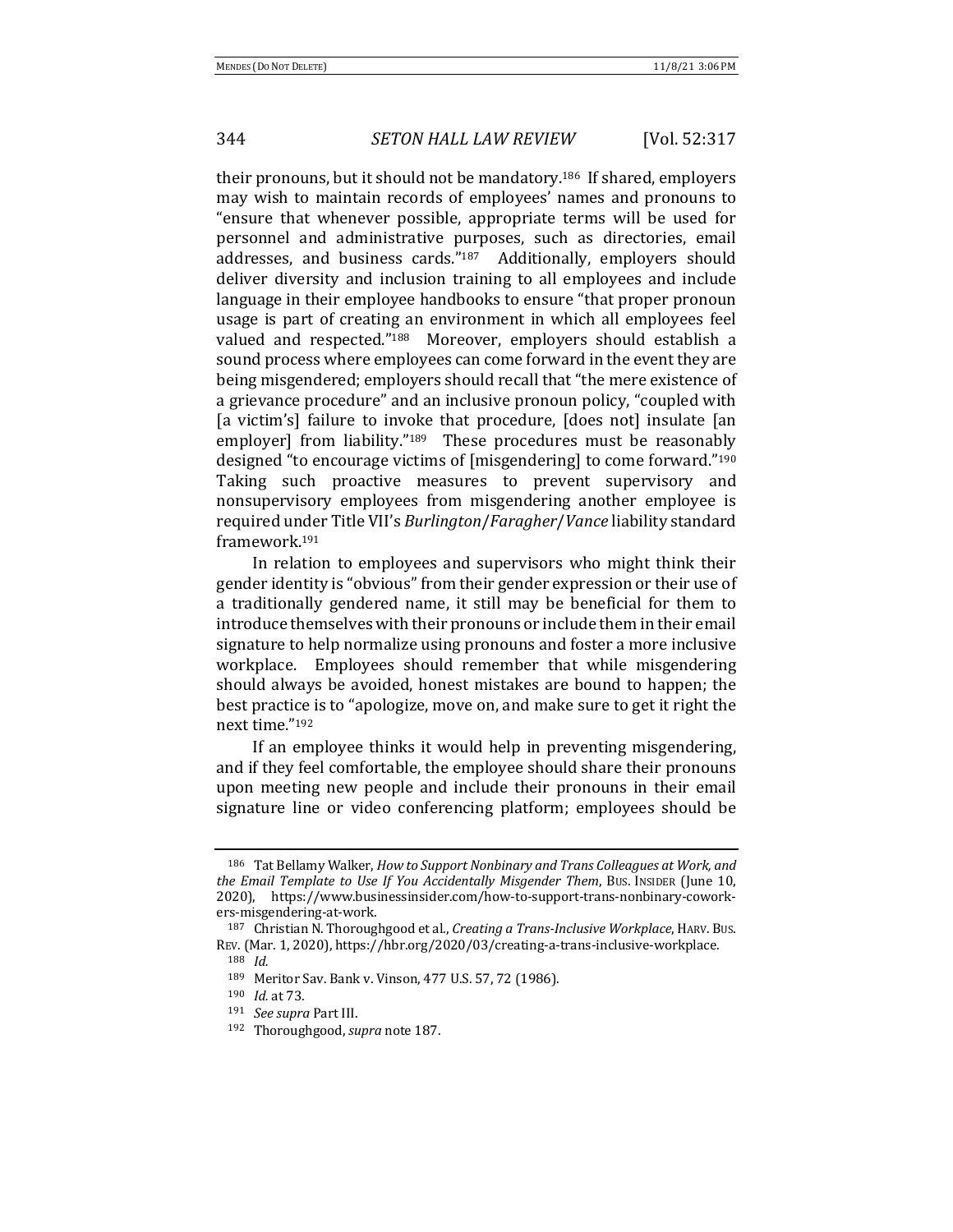their pronouns, but it should not be mandatory.[186] If shared, employers may wish to maintain records of employees' names and pronouns to "ensure that whenever possible, appropriate terms will be used for personnel and administrative purposes, such as directories, email addresses, and business cards."[187] Additionally, employers should deliver diversity and inclusion training to all employees and include language in their employee handbooks to ensure "that proper pronoun usage is part of creating an environment in which all employees feel valued and respected."[188] Moreover, employers should establish a sound process where employees can come forward in the event they are being misgendered; employers should recall that "the mere existence of a grievance procedure" and an inclusive pronoun policy, "coupled with [a victim's] failure to invoke that procedure, [does not] insulate [an employer] from liability."[189] These procedures must be reasonably designed "to encourage victims of [misgendering] to come forward."[190] Taking such proactive measures to prevent supervisory and nonsupervisory employees from misgendering another employee is required under Title VII's *Burlington*/*Faragher*/*Vance* liability standard framework.[191]

In relation to employees and supervisors who might think their gender identity is "obvious" from their gender expression or their use of a traditionally gendered name, it still may be beneficial for them to introduce themselves with their pronouns or include them in their email signature to help normalize using pronouns and foster a more inclusive workplace. Employees should remember that while misgendering should always be avoided, honest mistakes are bound to happen; the best practice is to "apologize, move on, and make sure to get it right the next time."[192]

If an employee thinks it would help in preventing misgendering, and if they feel comfortable, the employee should share their pronouns upon meeting new people and include their pronouns in their email signature line or video conferencing platform; employees should be

---

[186] Tat Bellamy Walker, *How to Support Nonbinary and Trans Colleagues at Work, and the Email Template to Use If You Accidentally Misgender Them*, BUS. INSIDER (June 10, 2020), https://www.businessinsider.com/how-to-support-trans-nonbinary-coworkers-misgendering-at-work.

[187] Christian N. Thoroughgood et al., *Creating a Trans-Inclusive Workplace*, HARV. BUS. REV. (Mar. 1, 2020), https://hbr.org/2020/03/creating-a-trans-inclusive-workplace.

[188] *Id.*

[189] Meritor Sav. Bank v. Vinson, 477 U.S. 57, 72 (1986).

[190] *Id.* at 73.

[191] *See supra* Part III.

[192] Thoroughgood, *supra* note 187.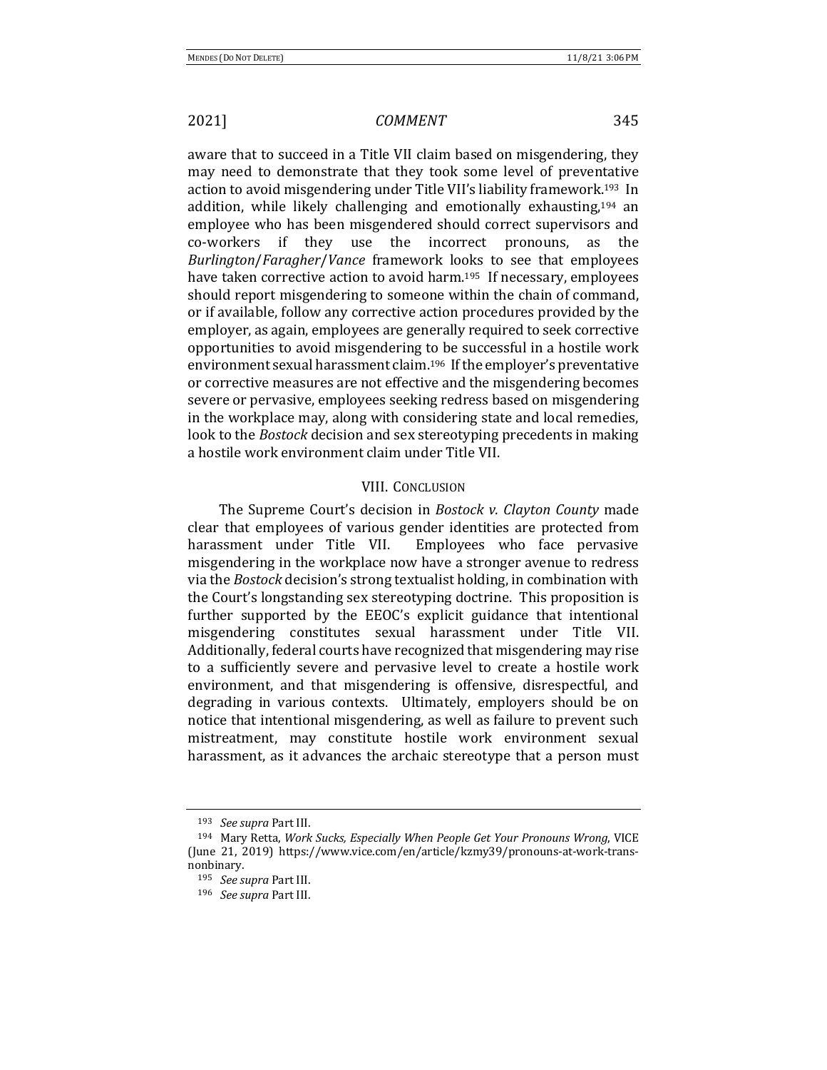aware that to succeed in a Title VII claim based on misgendering, they may need to demonstrate that they took some level of preventative action to avoid misgendering under Title VII's liability framework.[193] In addition, while likely challenging and emotionally exhausting,[194] an employee who has been misgendered should correct supervisors and co-workers if they use the incorrect pronouns, as the *Burlington*/*Faragher*/*Vance* framework looks to see that employees have taken corrective action to avoid harm.[195] If necessary, employees should report misgendering to someone within the chain of command, or if available, follow any corrective action procedures provided by the employer, as again, employees are generally required to seek corrective opportunities to avoid misgendering to be successful in a hostile work environment sexual harassment claim.[196] If the employer's preventative or corrective measures are not effective and the misgendering becomes severe or pervasive, employees seeking redress based on misgendering in the workplace may, along with considering state and local remedies, look to the *Bostock* decision and sex stereotyping precedents in making a hostile work environment claim under Title VII.

## VIII. Conclusion

The Supreme Court's decision in *Bostock v. Clayton County* made clear that employees of various gender identities are protected from harassment under Title VII. Employees who face pervasive misgendering in the workplace now have a stronger avenue to redress via the *Bostock* decision's strong textualist holding, in combination with the Court's longstanding sex stereotyping doctrine. This proposition is further supported by the EEOC's explicit guidance that intentional misgendering constitutes sexual harassment under Title VII. Additionally, federal courts have recognized that misgendering may rise to a sufficiently severe and pervasive level to create a hostile work environment, and that misgendering is offensive, disrespectful, and degrading in various contexts. Ultimately, employers should be on notice that intentional misgendering, as well as failure to prevent such mistreatment, may constitute hostile work environment sexual harassment, as it advances the archaic stereotype that a person must

---

[193] *See supra* Part III.

[194] Mary Retta, *Work Sucks, Especially When People Get Your Pronouns Wrong*, VICE (June 21, 2019) https://www.vice.com/en/article/kzmy39/pronouns-at-work-trans-nonbinary.

[195] *See supra* Part III.

[196] *See supra* Part III.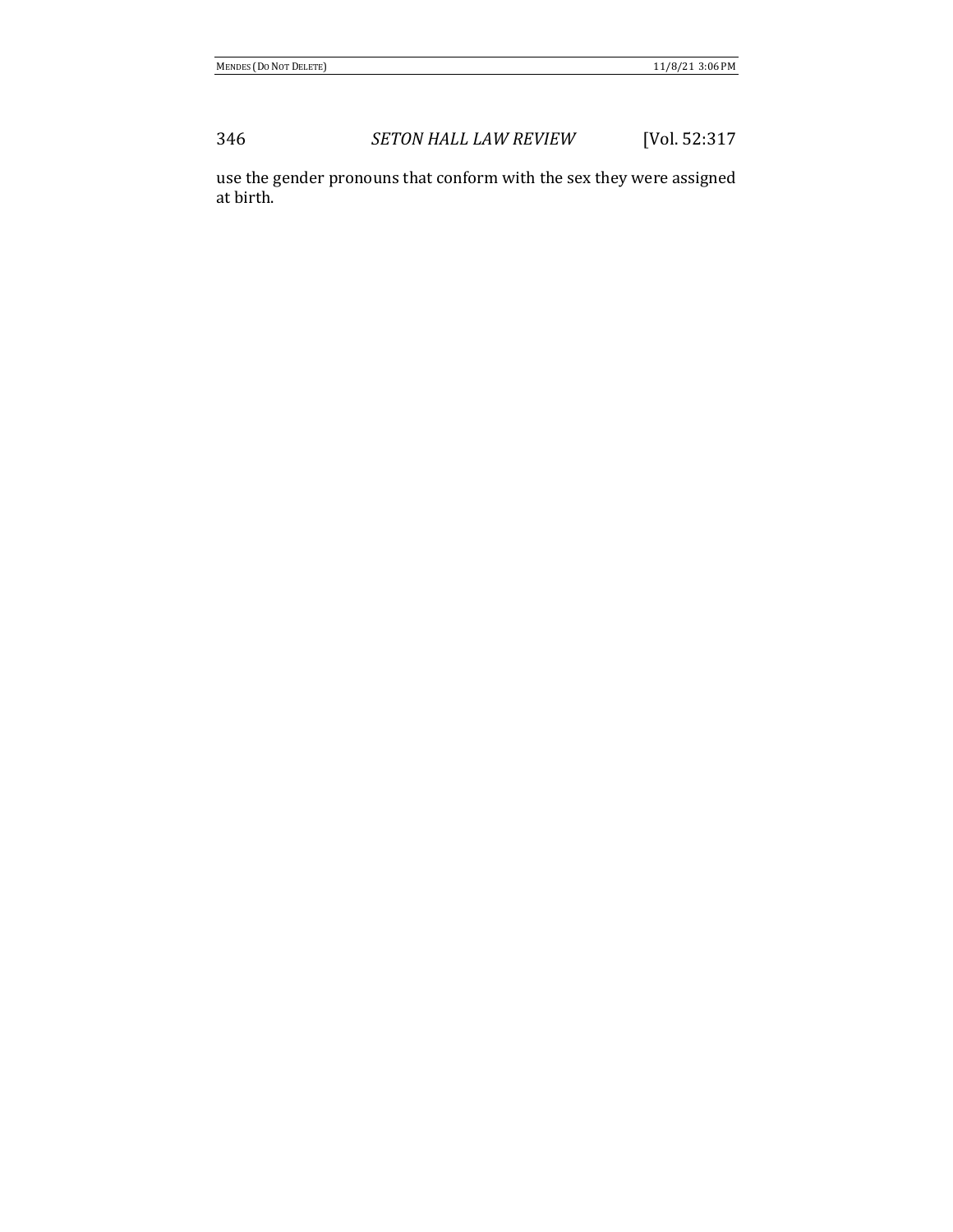use the gender pronouns that conform with the sex they were assigned at birth.